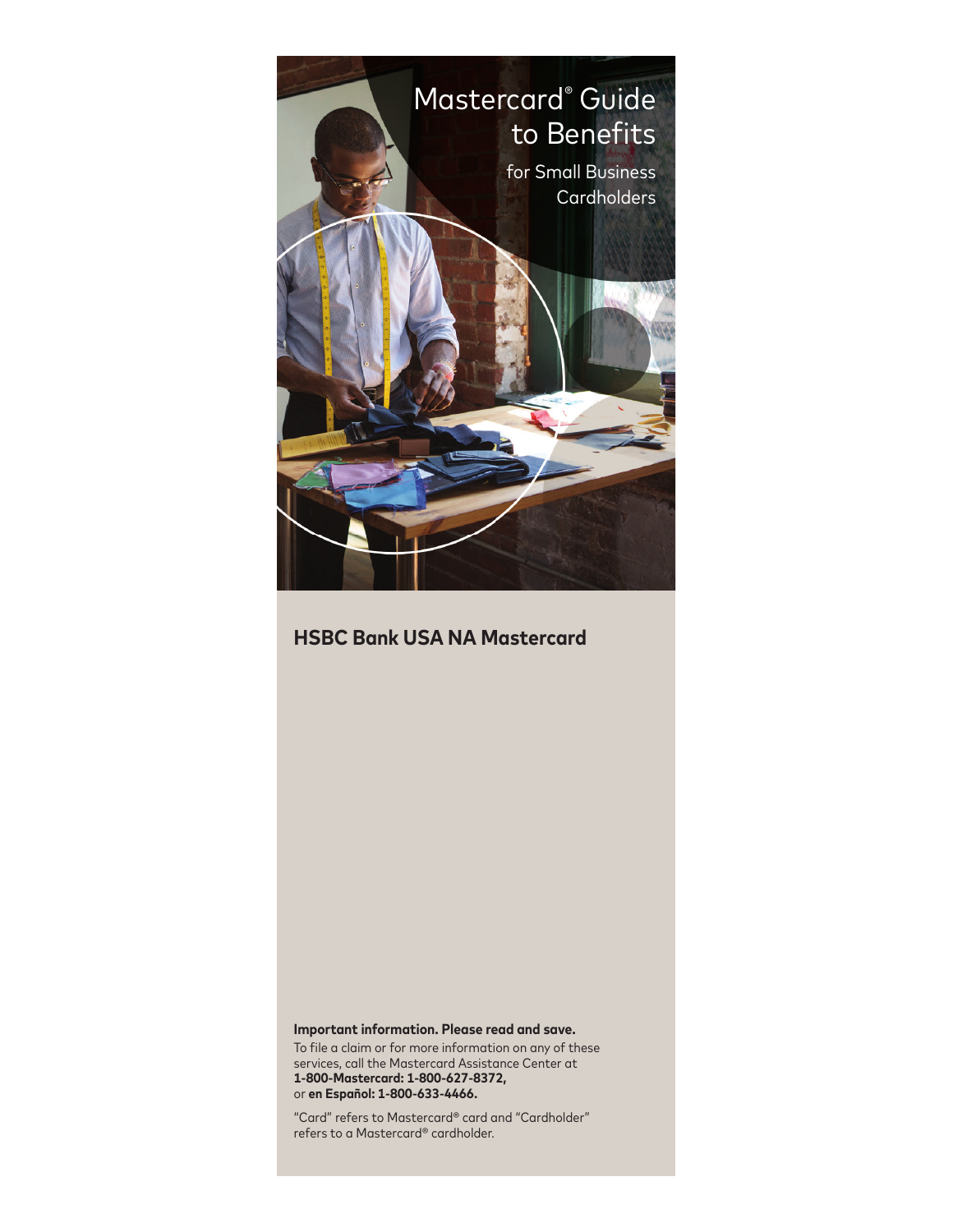# Mastercard® Guide to Benefits

for Small Business Cardholders

## HSBC Bank USA NA Mastercard

**Important information. Please read and save.**

To file a claim or for more information on any of these services, call the Mastercard Assistance Center at **1-800-Mastercard: 1-800-627-8372,** or **en Español: 1-800-633-4466.**

"Card" refers to Mastercard® card and "Cardholder" refers to a Mastercard® cardholder.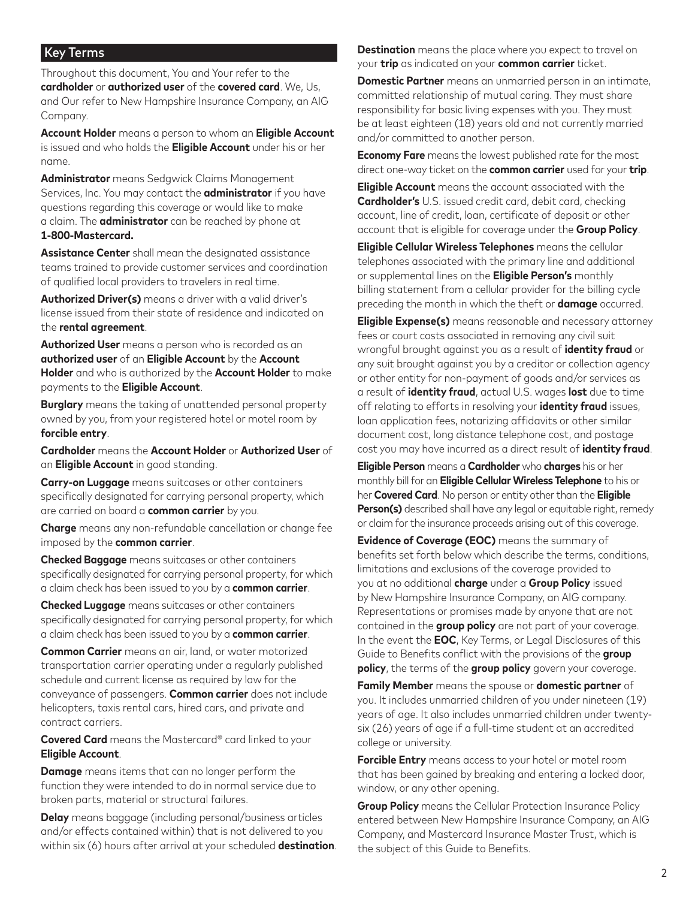## Key Terms

Throughout this document, You and Your refer to the **cardholder** or **authorized user** of the **covered card**. We, Us, and Our refer to New Hampshire Insurance Company, an AIG Company.

**Account Holder** means a person to whom an **Eligible Account** is issued and who holds the **Eligible Account** under his or her name.

**Administrator** means Sedgwick Claims Management Services, Inc. You may contact the **administrator** if you have questions regarding this coverage or would like to make a claim. The **administrator** can be reached by phone at **1-800-Mastercard.**

**Assistance Center** shall mean the designated assistance teams trained to provide customer services and coordination of qualified local providers to travelers in real time.

**Authorized Driver(s)** means a driver with a valid driver's license issued from their state of residence and indicated on the **rental agreement**.

**Authorized User** means a person who is recorded as an **authorized user** of an **Eligible Account** by the **Account Holder** and who is authorized by the **Account Holder** to make payments to the **Eligible Account**.

**Burglary** means the taking of unattended personal property owned by you, from your registered hotel or motel room by **forcible entry**.

**Cardholder** means the **Account Holder** or **Authorized User** of an **Eligible Account** in good standing.

**Carry-on Luggage** means suitcases or other containers specifically designated for carrying personal property, which are carried on board a **common carrier** by you.

**Charge** means any non-refundable cancellation or change fee imposed by the **common carrier**.

**Checked Baggage** means suitcases or other containers specifically designated for carrying personal property, for which a claim check has been issued to you by a **common carrier**.

**Checked Luggage** means suitcases or other containers specifically designated for carrying personal property, for which a claim check has been issued to you by a **common carrier**.

**Common Carrier** means an air, land, or water motorized transportation carrier operating under a regularly published schedule and current license as required by law for the conveyance of passengers. **Common carrier** does not include helicopters, taxis rental cars, hired cars, and private and contract carriers.

**Covered Card** means the Mastercard® card linked to your **Eligible Account**.

**Damage** means items that can no longer perform the function they were intended to do in normal service due to broken parts, material or structural failures.

**Delay** means baggage (including personal/business articles and/or effects contained within) that is not delivered to you within six (6) hours after arrival at your scheduled **destination**.

**Destination** means the place where you expect to travel on your **trip** as indicated on your **common carrier** ticket.

**Domestic Partner** means an unmarried person in an intimate, committed relationship of mutual caring. They must share responsibility for basic living expenses with you. They must be at least eighteen (18) years old and not currently married and/or committed to another person.

**Economy Fare** means the lowest published rate for the most direct one-way ticket on the **common carrier** used for your **trip**.

**Eligible Account** means the account associated with the **Cardholder's** U.S. issued credit card, debit card, checking account, line of credit, loan, certificate of deposit or other account that is eligible for coverage under the **Group Policy**.

**Eligible Cellular Wireless Telephones** means the cellular telephones associated with the primary line and additional or supplemental lines on the **Eligible Person's** monthly billing statement from a cellular provider for the billing cycle preceding the month in which the theft or **damage** occurred.

**Eligible Expense(s)** means reasonable and necessary attorney fees or court costs associated in removing any civil suit wrongful brought against you as a result of **identity fraud** or any suit brought against you by a creditor or collection agency or other entity for non-payment of goods and/or services as a result of **identity fraud**, actual U.S. wages **lost** due to time off relating to efforts in resolving your **identity fraud** issues, loan application fees, notarizing affidavits or other similar document cost, long distance telephone cost, and postage cost you may have incurred as a direct result of **identity fraud**.

**Eligible Person** means a **Cardholder** who **charges** his or her monthly bill for an **Eligible Cellular Wireless Telephone** to his or her **Covered Card**. No person or entity other than the **Eligible Person(s)** described shall have any legal or equitable right, remedy or claim for the insurance proceeds arising out of this coverage.

**Evidence of Coverage (EOC)** means the summary of benefits set forth below which describe the terms, conditions, limitations and exclusions of the coverage provided to you at no additional **charge** under a **Group Policy** issued by New Hampshire Insurance Company, an AIG company. Representations or promises made by anyone that are not contained in the **group policy** are not part of your coverage. In the event the **EOC**, Key Terms, or Legal Disclosures of this Guide to Benefits conflict with the provisions of the **group policy**, the terms of the **group policy** govern your coverage.

**Family Member** means the spouse or **domestic partner** of you. It includes unmarried children of you under nineteen (19) years of age. It also includes unmarried children under twenty-six (26) years of age if a full-time student at an accredited college or university.

**Forcible Entry** means access to your hotel or motel room that has been gained by breaking and entering a locked door, window, or any other opening.

**Group Policy** means the Cellular Protection Insurance Policy entered between New Hampshire Insurance Company, an AIG Company, and Mastercard Insurance Master Trust, which is the subject of this Guide to Benefits.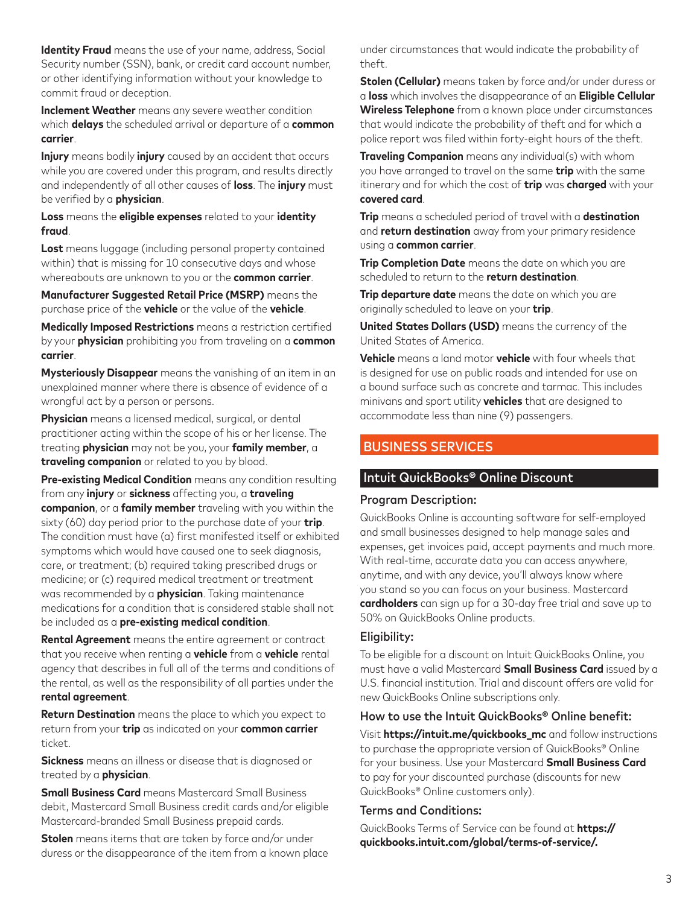**Identity Fraud** means the use of your name, address, Social Security number (SSN), bank, or credit card account number, or other identifying information without your knowledge to commit fraud or deception.

**Inclement Weather** means any severe weather condition which **delays** the scheduled arrival or departure of a **common carrier**.

**Injury** means bodily **injury** caused by an accident that occurs while you are covered under this program, and results directly and independently of all other causes of **loss**. The **injury** must be verified by a **physician**.

**Loss** means the **eligible expenses** related to your **identity fraud**.

**Lost** means luggage (including personal property contained within) that is missing for 10 consecutive days and whose whereabouts are unknown to you or the **common carrier**.

**Manufacturer Suggested Retail Price (MSRP)** means the purchase price of the **vehicle** or the value of the **vehicle**.

**Medically Imposed Restrictions** means a restriction certified by your **physician** prohibiting you from traveling on a **common carrier**.

**Mysteriously Disappear** means the vanishing of an item in an unexplained manner where there is absence of evidence of a wrongful act by a person or persons.

**Physician** means a licensed medical, surgical, or dental practitioner acting within the scope of his or her license. The treating **physician** may not be you, your **family member**, a **traveling companion** or related to you by blood.

**Pre-existing Medical Condition** means any condition resulting from any **injury** or **sickness** affecting you, a **traveling companion**, or a **family member** traveling with you within the sixty (60) day period prior to the purchase date of your **trip**. The condition must have (a) first manifested itself or exhibited symptoms which would have caused one to seek diagnosis, care, or treatment; (b) required taking prescribed drugs or medicine; or (c) required medical treatment or treatment was recommended by a **physician**. Taking maintenance medications for a condition that is considered stable shall not be included as a **pre-existing medical condition**.

**Rental Agreement** means the entire agreement or contract that you receive when renting a **vehicle** from a **vehicle** rental agency that describes in full all of the terms and conditions of the rental, as well as the responsibility of all parties under the **rental agreement**.

**Return Destination** means the place to which you expect to return from your **trip** as indicated on your **common carrier** ticket.

**Sickness** means an illness or disease that is diagnosed or treated by a **physician**.

**Small Business Card** means Mastercard Small Business debit, Mastercard Small Business credit cards and/or eligible Mastercard-branded Small Business prepaid cards.

**Stolen** means items that are taken by force and/or under duress or the disappearance of the item from a known place under circumstances that would indicate the probability of theft.

**Stolen (Cellular)** means taken by force and/or under duress or a **loss** which involves the disappearance of an **Eligible Cellular Wireless Telephone** from a known place under circumstances that would indicate the probability of theft and for which a police report was filed within forty-eight hours of the theft.

**Traveling Companion** means any individual(s) with whom you have arranged to travel on the same **trip** with the same itinerary and for which the cost of **trip** was **charged** with your **covered card**.

**Trip** means a scheduled period of travel with a **destination** and **return destination** away from your primary residence using a **common carrier**.

**Trip Completion Date** means the date on which you are scheduled to return to the **return destination**.

**Trip departure date** means the date on which you are originally scheduled to leave on your **trip**.

**United States Dollars (USD)** means the currency of the United States of America.

**Vehicle** means a land motor **vehicle** with four wheels that is designed for use on public roads and intended for use on a bound surface such as concrete and tarmac. This includes minivans and sport utility **vehicles** that are designed to accommodate less than nine (9) passengers.

# BUSINESS SERVICES

## Intuit QuickBooks® Online Discount

### Program Description:

QuickBooks Online is accounting software for self-employed and small businesses designed to help manage sales and expenses, get invoices paid, accept payments and much more. With real-time, accurate data you can access anywhere, anytime, and with any device, you'll always know where you stand so you can focus on your business. Mastercard **cardholders** can sign up for a 30-day free trial and save up to 50% on QuickBooks Online products.

### Eligibility:

To be eligible for a discount on Intuit QuickBooks Online, you must have a valid Mastercard **Small Business Card** issued by a U.S. financial institution. Trial and discount offers are valid for new QuickBooks Online subscriptions only.

### How to use the Intuit QuickBooks® Online benefit:

Visit **https://intuit.me/quickbooks_mc** and follow instructions to purchase the appropriate version of QuickBooks® Online for your business. Use your Mastercard **Small Business Card** to pay for your discounted purchase (discounts for new QuickBooks® Online customers only).

### Terms and Conditions:

QuickBooks Terms of Service can be found at **https://quickbooks.intuit.com/global/terms-of-service/.**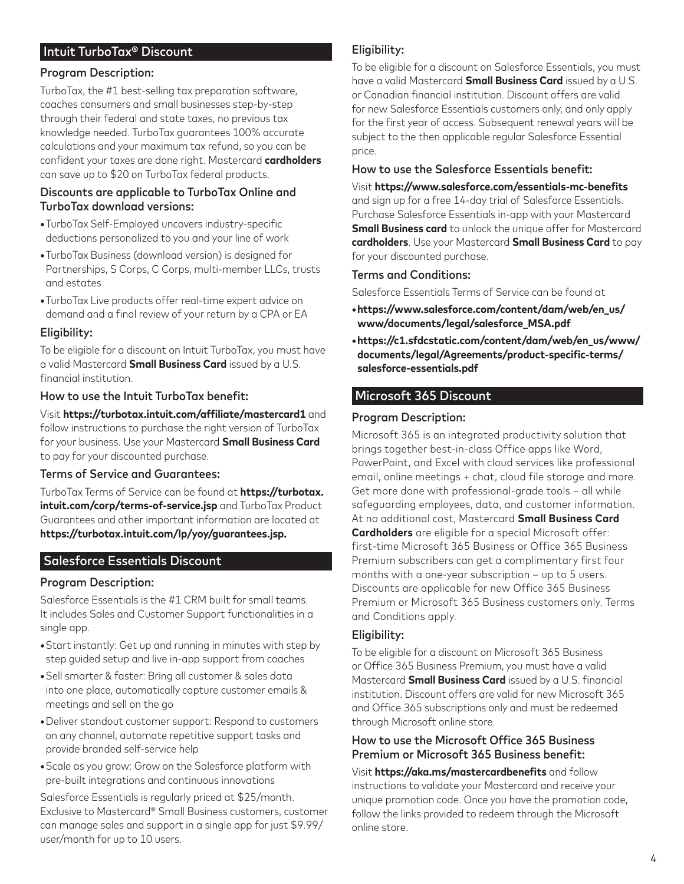## Intuit TurboTax® Discount

### Program Description:

TurboTax, the #1 best-selling tax preparation software, coaches consumers and small businesses step-by-step through their federal and state taxes, no previous tax knowledge needed. TurboTax guarantees 100% accurate calculations and your maximum tax refund, so you can be confident your taxes are done right. Mastercard **cardholders** can save up to $20 on TurboTax federal products.

### Discounts are applicable to TurboTax Online and TurboTax download versions:

- TurboTax Self-Employed uncovers industry-specific deductions personalized to you and your line of work
- TurboTax Business (download version) is designed for Partnerships, S Corps, C Corps, multi-member LLCs, trusts and estates
- TurboTax Live products offer real-time expert advice on demand and a final review of your return by a CPA or EA

### Eligibility:

To be eligible for a discount on Intuit TurboTax, you must have a valid Mastercard **Small Business Card** issued by a U.S. financial institution.

### How to use the Intuit TurboTax benefit:

Visit **https://turbotax.intuit.com/affiliate/mastercard1** and follow instructions to purchase the right version of TurboTax for your business. Use your Mastercard **Small Business Card** to pay for your discounted purchase.

### Terms of Service and Guarantees:

TurboTax Terms of Service can be found at **https://turbotax.intuit.com/corp/terms-of-service.jsp** and TurboTax Product Guarantees and other important information are located at **https://turbotax.intuit.com/lp/yoy/guarantees.jsp.**

## Salesforce Essentials Discount

### Program Description:

Salesforce Essentials is the #1 CRM built for small teams. It includes Sales and Customer Support functionalities in a single app.

- Start instantly: Get up and running in minutes with step by step guided setup and live in-app support from coaches
- Sell smarter & faster: Bring all customer & sales data into one place, automatically capture customer emails & meetings and sell on the go
- Deliver standout customer support: Respond to customers on any channel, automate repetitive support tasks and provide branded self-service help
- Scale as you grow: Grow on the Salesforce platform with pre-built integrations and continuous innovations

Salesforce Essentials is regularly priced at $25/month. Exclusive to Mastercard® Small Business customers, customer can manage sales and support in a single app for just $9.99/user/month for up to 10 users.

### Eligibility:

To be eligible for a discount on Salesforce Essentials, you must have a valid Mastercard **Small Business Card** issued by a U.S. or Canadian financial institution. Discount offers are valid for new Salesforce Essentials customers only, and only apply for the first year of access. Subsequent renewal years will be subject to the then applicable regular Salesforce Essential price.

### How to use the Salesforce Essentials benefit:

Visit **https://www.salesforce.com/essentials-mc-benefits** and sign up for a free 14-day trial of Salesforce Essentials. Purchase Salesforce Essentials in-app with your Mastercard **Small Business card** to unlock the unique offer for Mastercard **cardholders**. Use your Mastercard **Small Business Card** to pay for your discounted purchase.

### Terms and Conditions:

Salesforce Essentials Terms of Service can be found at

- **https://www.salesforce.com/content/dam/web/en_us/www/documents/legal/salesforce_MSA.pdf**
- **https://c1.sfdcstatic.com/content/dam/web/en_us/www/documents/legal/Agreements/product-specific-terms/salesforce-essentials.pdf**

## Microsoft 365 Discount

### Program Description:

Microsoft 365 is an integrated productivity solution that brings together best-in-class Office apps like Word, PowerPoint, and Excel with cloud services like professional email, online meetings + chat, cloud file storage and more. Get more done with professional-grade tools – all while safeguarding employees, data, and customer information. At no additional cost, Mastercard **Small Business Card Cardholders** are eligible for a special Microsoft offer: first-time Microsoft 365 Business or Office 365 Business Premium subscribers can get a complimentary first four months with a one-year subscription – up to 5 users. Discounts are applicable for new Office 365 Business Premium or Microsoft 365 Business customers only. Terms and Conditions apply.

### Eligibility:

To be eligible for a discount on Microsoft 365 Business or Office 365 Business Premium, you must have a valid Mastercard **Small Business Card** issued by a U.S. financial institution. Discount offers are valid for new Microsoft 365 and Office 365 subscriptions only and must be redeemed through Microsoft online store.

### How to use the Microsoft Office 365 Business Premium or Microsoft 365 Business benefit:

Visit **https://aka.ms/mastercardbenefits** and follow instructions to validate your Mastercard and receive your unique promotion code. Once you have the promotion code, follow the links provided to redeem through the Microsoft online store.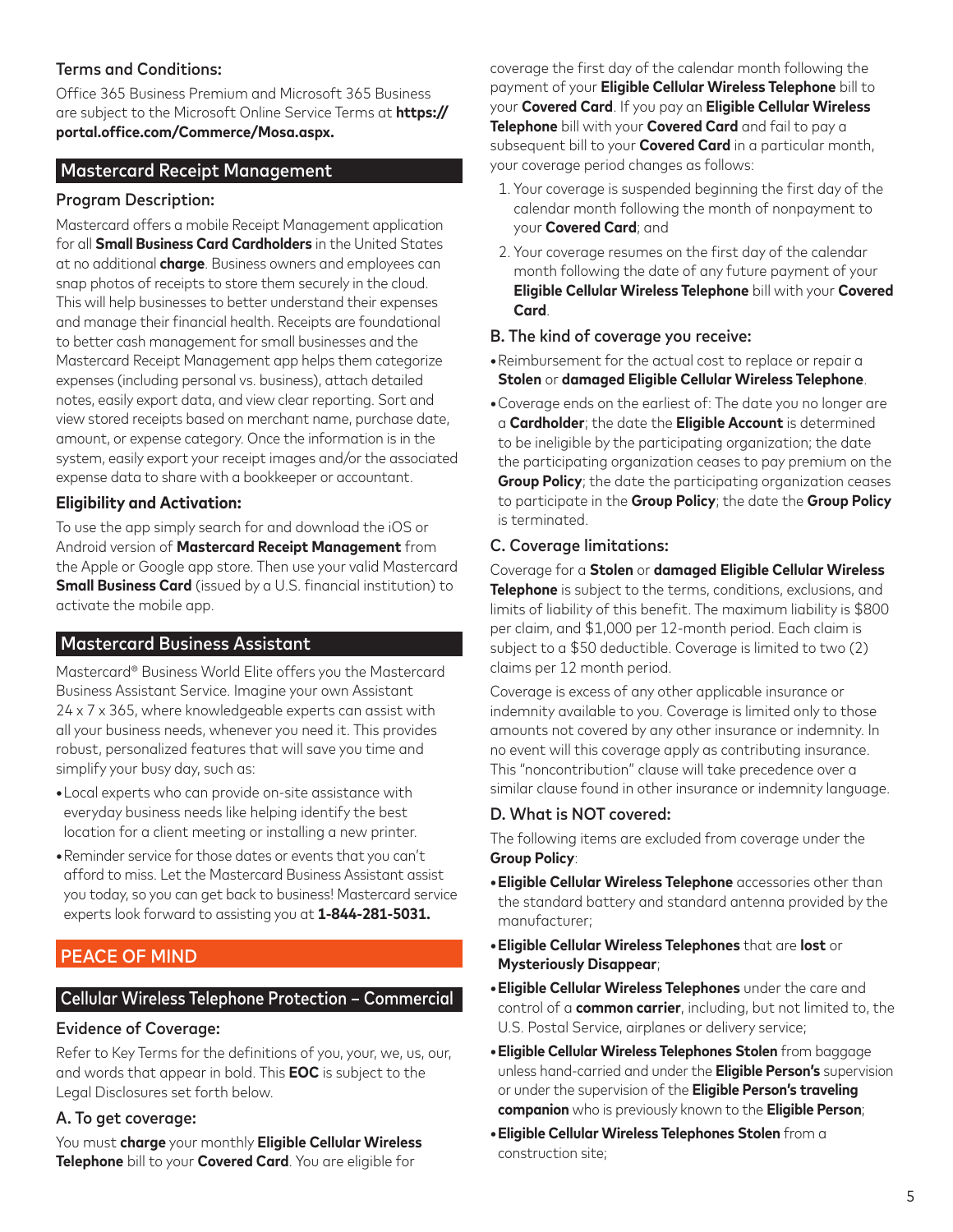### Terms and Conditions:

Office 365 Business Premium and Microsoft 365 Business are subject to the Microsoft Online Service Terms at **https://portal.office.com/Commerce/Mosa.aspx.**

## Mastercard Receipt Management

### Program Description:

Mastercard offers a mobile Receipt Management application for all **Small Business Card Cardholders** in the United States at no additional **charge**. Business owners and employees can snap photos of receipts to store them securely in the cloud. This will help businesses to better understand their expenses and manage their financial health. Receipts are foundational to better cash management for small businesses and the Mastercard Receipt Management app helps them categorize expenses (including personal vs. business), attach detailed notes, easily export data, and view clear reporting. Sort and view stored receipts based on merchant name, purchase date, amount, or expense category. Once the information is in the system, easily export your receipt images and/or the associated expense data to share with a bookkeeper or accountant.

### Eligibility and Activation:

To use the app simply search for and download the iOS or Android version of **Mastercard Receipt Management** from the Apple or Google app store. Then use your valid Mastercard **Small Business Card** (issued by a U.S. financial institution) to activate the mobile app.

## Mastercard Business Assistant

Mastercard® Business World Elite offers you the Mastercard Business Assistant Service. Imagine your own Assistant 24 x 7 x 365, where knowledgeable experts can assist with all your business needs, whenever you need it. This provides robust, personalized features that will save you time and simplify your busy day, such as:

- Local experts who can provide on-site assistance with everyday business needs like helping identify the best location for a client meeting or installing a new printer.
- Reminder service for those dates or events that you can't afford to miss. Let the Mastercard Business Assistant assist you today, so you can get back to business! Mastercard service experts look forward to assisting you at **1-844-281-5031.**

# PEACE OF MIND

## Cellular Wireless Telephone Protection – Commercial

### Evidence of Coverage:

Refer to Key Terms for the definitions of you, your, we, us, our, and words that appear in bold. This **EOC** is subject to the Legal Disclosures set forth below.

### A. To get coverage:

You must **charge** your monthly **Eligible Cellular Wireless Telephone** bill to your **Covered Card**. You are eligible for coverage the first day of the calendar month following the payment of your **Eligible Cellular Wireless Telephone** bill to your **Covered Card**. If you pay an **Eligible Cellular Wireless Telephone** bill with your **Covered Card** and fail to pay a subsequent bill to your **Covered Card** in a particular month, your coverage period changes as follows:

1. Your coverage is suspended beginning the first day of the calendar month following the month of nonpayment to your **Covered Card**; and
2. Your coverage resumes on the first day of the calendar month following the date of any future payment of your **Eligible Cellular Wireless Telephone** bill with your **Covered Card**.

### B. The kind of coverage you receive:

- Reimbursement for the actual cost to replace or repair a **Stolen** or **damaged Eligible Cellular Wireless Telephone**.
- Coverage ends on the earliest of: The date you no longer are a **Cardholder**; the date the **Eligible Account** is determined to be ineligible by the participating organization; the date the participating organization ceases to pay premium on the **Group Policy**; the date the participating organization ceases to participate in the **Group Policy**; the date the **Group Policy** is terminated.

### C. Coverage limitations:

Coverage for a **Stolen** or **damaged Eligible Cellular Wireless Telephone** is subject to the terms, conditions, exclusions, and limits of liability of this benefit. The maximum liability is $800 per claim, and $1,000 per 12-month period. Each claim is subject to a $50 deductible. Coverage is limited to two (2) claims per 12 month period.

Coverage is excess of any other applicable insurance or indemnity available to you. Coverage is limited only to those amounts not covered by any other insurance or indemnity. In no event will this coverage apply as contributing insurance. This "noncontribution" clause will take precedence over a similar clause found in other insurance or indemnity language.

### D. What is NOT covered:

The following items are excluded from coverage under the **Group Policy**:

- **Eligible Cellular Wireless Telephone** accessories other than the standard battery and standard antenna provided by the manufacturer;
- **Eligible Cellular Wireless Telephones** that are **lost** or **Mysteriously Disappear**;
- **Eligible Cellular Wireless Telephones** under the care and control of a **common carrier**, including, but not limited to, the U.S. Postal Service, airplanes or delivery service;
- **Eligible Cellular Wireless Telephones Stolen** from baggage unless hand-carried and under the **Eligible Person's** supervision or under the supervision of the **Eligible Person's traveling companion** who is previously known to the **Eligible Person**;
- **Eligible Cellular Wireless Telephones Stolen** from a construction site;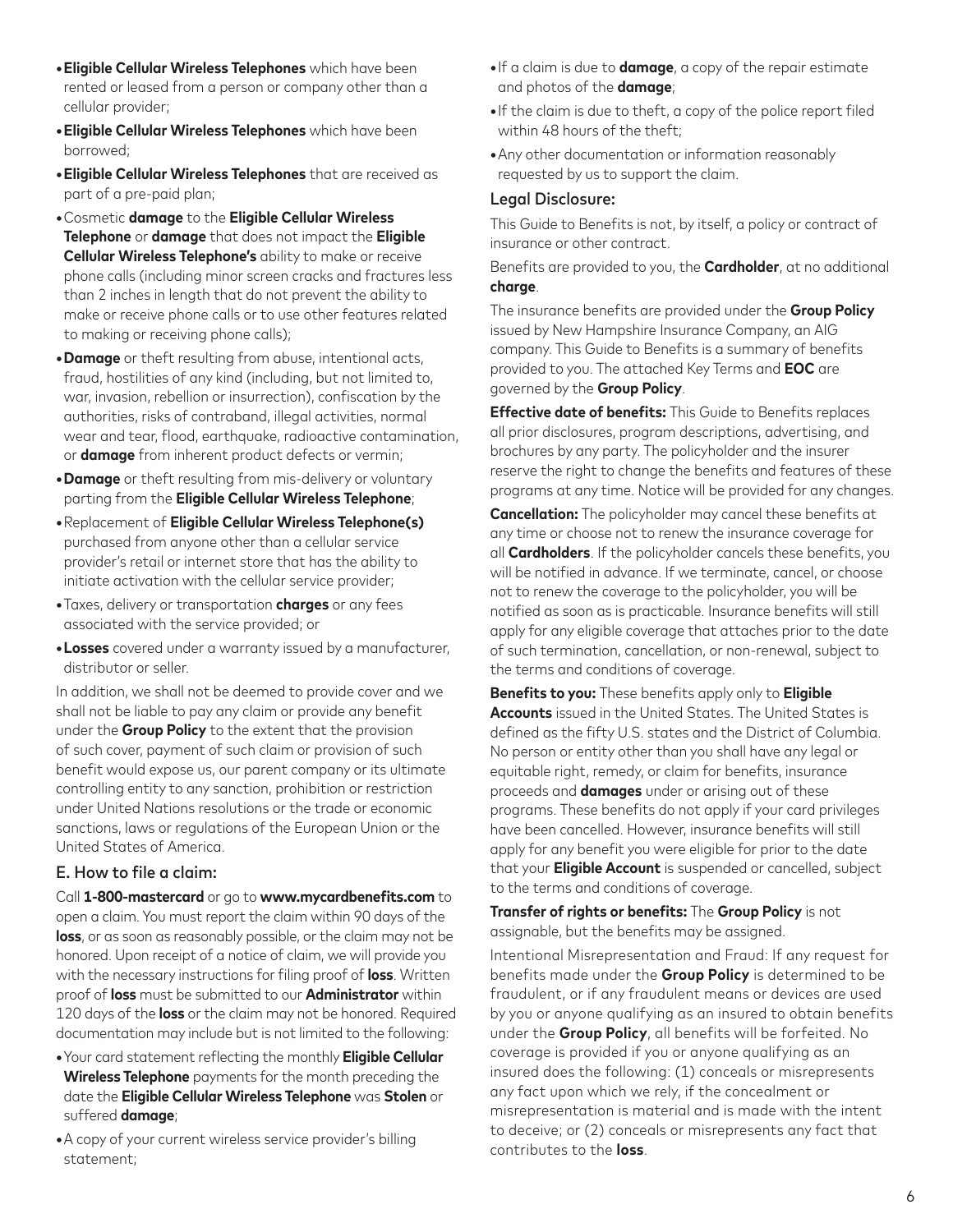- **Eligible Cellular Wireless Telephones** which have been rented or leased from a person or company other than a cellular provider;
- **Eligible Cellular Wireless Telephones** which have been borrowed;
- **Eligible Cellular Wireless Telephones** that are received as part of a pre-paid plan;
- Cosmetic **damage** to the **Eligible Cellular Wireless Telephone** or **damage** that does not impact the **Eligible Cellular Wireless Telephone's** ability to make or receive phone calls (including minor screen cracks and fractures less than 2 inches in length that do not prevent the ability to make or receive phone calls or to use other features related to making or receiving phone calls);
- **Damage** or theft resulting from abuse, intentional acts, fraud, hostilities of any kind (including, but not limited to, war, invasion, rebellion or insurrection), confiscation by the authorities, risks of contraband, illegal activities, normal wear and tear, flood, earthquake, radioactive contamination, or **damage** from inherent product defects or vermin;
- **Damage** or theft resulting from mis-delivery or voluntary parting from the **Eligible Cellular Wireless Telephone**;
- Replacement of **Eligible Cellular Wireless Telephone(s)** purchased from anyone other than a cellular service provider's retail or internet store that has the ability to initiate activation with the cellular service provider;
- Taxes, delivery or transportation **charges** or any fees associated with the service provided; or
- **Losses** covered under a warranty issued by a manufacturer, distributor or seller.

In addition, we shall not be deemed to provide cover and we shall not be liable to pay any claim or provide any benefit under the **Group Policy** to the extent that the provision of such cover, payment of such claim or provision of such benefit would expose us, our parent company or its ultimate controlling entity to any sanction, prohibition or restriction under United Nations resolutions or the trade or economic sanctions, laws or regulations of the European Union or the United States of America.

### E. How to file a claim:

Call **1-800-mastercard** or go to **www.mycardbenefits.com** to open a claim. You must report the claim within 90 days of the **loss**, or as soon as reasonably possible, or the claim may not be honored. Upon receipt of a notice of claim, we will provide you with the necessary instructions for filing proof of **loss**. Written proof of **loss** must be submitted to our **Administrator** within 120 days of the **loss** or the claim may not be honored. Required documentation may include but is not limited to the following:

- Your card statement reflecting the monthly **Eligible Cellular Wireless Telephone** payments for the month preceding the date the **Eligible Cellular Wireless Telephone** was **Stolen** or suffered **damage**;
- A copy of your current wireless service provider's billing statement;
- If a claim is due to **damage**, a copy of the repair estimate and photos of the **damage**;
- If the claim is due to theft, a copy of the police report filed within 48 hours of the theft;
- Any other documentation or information reasonably requested by us to support the claim.

### Legal Disclosure:

This Guide to Benefits is not, by itself, a policy or contract of insurance or other contract.

Benefits are provided to you, the **Cardholder**, at no additional **charge**.

The insurance benefits are provided under the **Group Policy** issued by New Hampshire Insurance Company, an AIG company. This Guide to Benefits is a summary of benefits provided to you. The attached Key Terms and **EOC** are governed by the **Group Policy**.

**Effective date of benefits:** This Guide to Benefits replaces all prior disclosures, program descriptions, advertising, and brochures by any party. The policyholder and the insurer reserve the right to change the benefits and features of these programs at any time. Notice will be provided for any changes.

**Cancellation:** The policyholder may cancel these benefits at any time or choose not to renew the insurance coverage for all **Cardholders**. If the policyholder cancels these benefits, you will be notified in advance. If we terminate, cancel, or choose not to renew the coverage to the policyholder, you will be notified as soon as is practicable. Insurance benefits will still apply for any eligible coverage that attaches prior to the date of such termination, cancellation, or non-renewal, subject to the terms and conditions of coverage.

**Benefits to you:** These benefits apply only to **Eligible Accounts** issued in the United States. The United States is defined as the fifty U.S. states and the District of Columbia. No person or entity other than you shall have any legal or equitable right, remedy, or claim for benefits, insurance proceeds and **damages** under or arising out of these programs. These benefits do not apply if your card privileges have been cancelled. However, insurance benefits will still apply for any benefit you were eligible for prior to the date that your **Eligible Account** is suspended or cancelled, subject to the terms and conditions of coverage.

**Transfer of rights or benefits:** The **Group Policy** is not assignable, but the benefits may be assigned.

Intentional Misrepresentation and Fraud: If any request for benefits made under the **Group Policy** is determined to be fraudulent, or if any fraudulent means or devices are used by you or anyone qualifying as an insured to obtain benefits under the **Group Policy**, all benefits will be forfeited. No coverage is provided if you or anyone qualifying as an insured does the following: (1) conceals or misrepresents any fact upon which we rely, if the concealment or misrepresentation is material and is made with the intent to deceive; or (2) conceals or misrepresents any fact that contributes to the **loss**.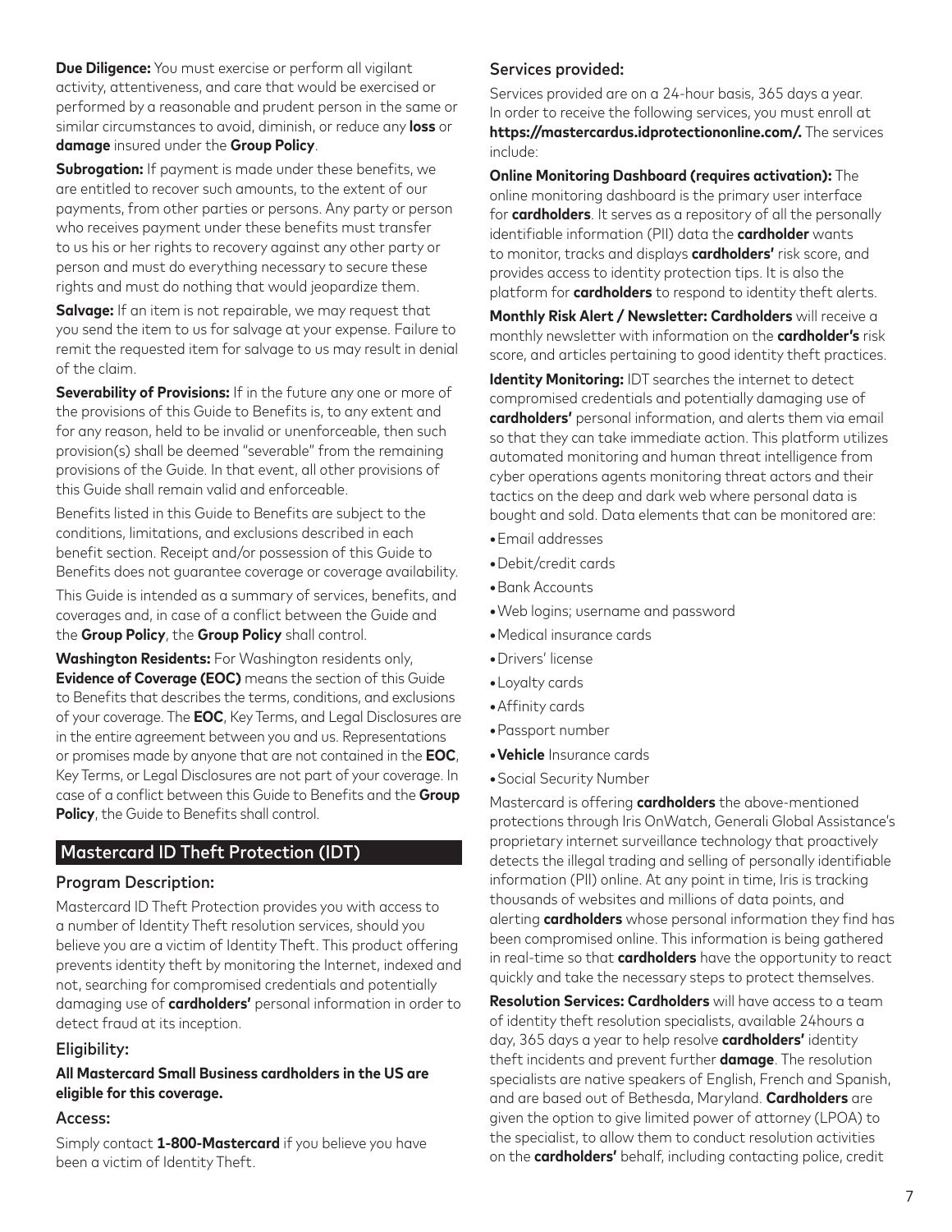**Due Diligence:** You must exercise or perform all vigilant activity, attentiveness, and care that would be exercised or performed by a reasonable and prudent person in the same or similar circumstances to avoid, diminish, or reduce any **loss** or **damage** insured under the **Group Policy**.

**Subrogation:** If payment is made under these benefits, we are entitled to recover such amounts, to the extent of our payments, from other parties or persons. Any party or person who receives payment under these benefits must transfer to us his or her rights to recovery against any other party or person and must do everything necessary to secure these rights and must do nothing that would jeopardize them.

**Salvage:** If an item is not repairable, we may request that you send the item to us for salvage at your expense. Failure to remit the requested item for salvage to us may result in denial of the claim.

**Severability of Provisions:** If in the future any one or more of the provisions of this Guide to Benefits is, to any extent and for any reason, held to be invalid or unenforceable, then such provision(s) shall be deemed "severable" from the remaining provisions of the Guide. In that event, all other provisions of this Guide shall remain valid and enforceable.

Benefits listed in this Guide to Benefits are subject to the conditions, limitations, and exclusions described in each benefit section. Receipt and/or possession of this Guide to Benefits does not guarantee coverage or coverage availability.

This Guide is intended as a summary of services, benefits, and coverages and, in case of a conflict between the Guide and the **Group Policy**, the **Group Policy** shall control.

**Washington Residents:** For Washington residents only, **Evidence of Coverage (EOC)** means the section of this Guide to Benefits that describes the terms, conditions, and exclusions of your coverage. The **EOC**, Key Terms, and Legal Disclosures are in the entire agreement between you and us. Representations or promises made by anyone that are not contained in the **EOC**, Key Terms, or Legal Disclosures are not part of your coverage. In case of a conflict between this Guide to Benefits and the **Group Policy**, the Guide to Benefits shall control.

## Mastercard ID Theft Protection (IDT)

### Program Description:

Mastercard ID Theft Protection provides you with access to a number of Identity Theft resolution services, should you believe you are a victim of Identity Theft. This product offering prevents identity theft by monitoring the Internet, indexed and not, searching for compromised credentials and potentially damaging use of **cardholders'** personal information in order to detect fraud at its inception.

### Eligibility:

**All Mastercard Small Business cardholders in the US are eligible for this coverage.**

### Access:

Simply contact **1-800-Mastercard** if you believe you have been a victim of Identity Theft.

### Services provided:

Services provided are on a 24-hour basis, 365 days a year. In order to receive the following services, you must enroll at **https://mastercardus.idprotectiononline.com/.** The services include:

**Online Monitoring Dashboard (requires activation):** The online monitoring dashboard is the primary user interface for **cardholders**. It serves as a repository of all the personally identifiable information (PII) data the **cardholder** wants to monitor, tracks and displays **cardholders'** risk score, and provides access to identity protection tips. It is also the platform for **cardholders** to respond to identity theft alerts.

**Monthly Risk Alert / Newsletter: Cardholders** will receive a monthly newsletter with information on the **cardholder's** risk score, and articles pertaining to good identity theft practices.

**Identity Monitoring:** IDT searches the internet to detect compromised credentials and potentially damaging use of **cardholders'** personal information, and alerts them via email so that they can take immediate action. This platform utilizes automated monitoring and human threat intelligence from cyber operations agents monitoring threat actors and their tactics on the deep and dark web where personal data is bought and sold. Data elements that can be monitored are:

- Email addresses
- Debit/credit cards
- Bank Accounts
- Web logins; username and password
- Medical insurance cards
- Drivers' license
- Loyalty cards
- Affinity cards
- Passport number
- **Vehicle** Insurance cards
- Social Security Number

Mastercard is offering **cardholders** the above-mentioned protections through Iris OnWatch, Generali Global Assistance's proprietary internet surveillance technology that proactively detects the illegal trading and selling of personally identifiable information (PII) online. At any point in time, Iris is tracking thousands of websites and millions of data points, and alerting **cardholders** whose personal information they find has been compromised online. This information is being gathered in real-time so that **cardholders** have the opportunity to react quickly and take the necessary steps to protect themselves.

**Resolution Services: Cardholders** will have access to a team of identity theft resolution specialists, available 24hours a day, 365 days a year to help resolve **cardholders'** identity theft incidents and prevent further **damage**. The resolution specialists are native speakers of English, French and Spanish, and are based out of Bethesda, Maryland. **Cardholders** are given the option to give limited power of attorney (LPOA) to the specialist, to allow them to conduct resolution activities on the **cardholders'** behalf, including contacting police, credit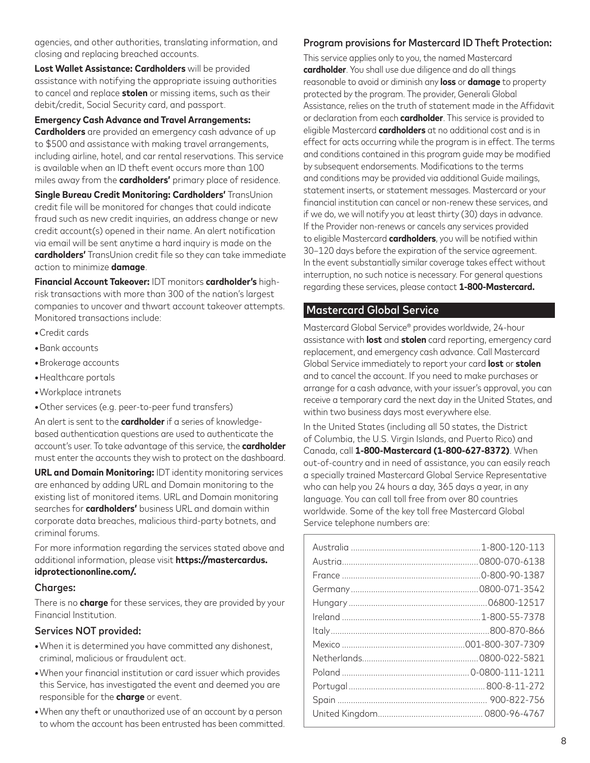agencies, and other authorities, translating information, and closing and replacing breached accounts.

**Lost Wallet Assistance: Cardholders** will be provided assistance with notifying the appropriate issuing authorities to cancel and replace **stolen** or missing items, such as their debit/credit, Social Security card, and passport.

**Emergency Cash Advance and Travel Arrangements: Cardholders** are provided an emergency cash advance of up to $500 and assistance with making travel arrangements, including airline, hotel, and car rental reservations. This service is available when an ID theft event occurs more than 100 miles away from the **cardholders'** primary place of residence.

**Single Bureau Credit Monitoring: Cardholders'** TransUnion credit file will be monitored for changes that could indicate fraud such as new credit inquiries, an address change or new credit account(s) opened in their name. An alert notification via email will be sent anytime a hard inquiry is made on the **cardholders'** TransUnion credit file so they can take immediate action to minimize **damage**.

**Financial Account Takeover:** IDT monitors **cardholder's** high-risk transactions with more than 300 of the nation's largest companies to uncover and thwart account takeover attempts. Monitored transactions include:

- Credit cards
- Bank accounts
- Brokerage accounts
- Healthcare portals
- Workplace intranets
- Other services (e.g. peer-to-peer fund transfers)

An alert is sent to the **cardholder** if a series of knowledge-based authentication questions are used to authenticate the account's user. To take advantage of this service, the **cardholder** must enter the accounts they wish to protect on the dashboard.

**URL and Domain Monitoring:** IDT identity monitoring services are enhanced by adding URL and Domain monitoring to the existing list of monitored items. URL and Domain monitoring searches for **cardholders'** business URL and domain within corporate data breaches, malicious third-party botnets, and criminal forums.

For more information regarding the services stated above and additional information, please visit **https://mastercardus.idprotectiononline.com/.**

### Charges:

There is no **charge** for these services, they are provided by your Financial Institution.

### Services NOT provided:

- When it is determined you have committed any dishonest, criminal, malicious or fraudulent act.
- When your financial institution or card issuer which provides this Service, has investigated the event and deemed you are responsible for the **charge** or event.
- When any theft or unauthorized use of an account by a person to whom the account has been entrusted has been committed.

### Program provisions for Mastercard ID Theft Protection:

This service applies only to you, the named Mastercard **cardholder**. You shall use due diligence and do all things reasonable to avoid or diminish any **loss** or **damage** to property protected by the program. The provider, Generali Global Assistance, relies on the truth of statement made in the Affidavit or declaration from each **cardholder**. This service is provided to eligible Mastercard **cardholders** at no additional cost and is in effect for acts occurring while the program is in effect. The terms and conditions contained in this program guide may be modified by subsequent endorsements. Modifications to the terms and conditions may be provided via additional Guide mailings, statement inserts, or statement messages. Mastercard or your financial institution can cancel or non-renew these services, and if we do, we will notify you at least thirty (30) days in advance. If the Provider non-renews or cancels any services provided to eligible Mastercard **cardholders**, you will be notified within 30–120 days before the expiration of the service agreement. In the event substantially similar coverage takes effect without interruption, no such notice is necessary. For general questions regarding these services, please contact **1-800-Mastercard.**

## Mastercard Global Service

Mastercard Global Service® provides worldwide, 24-hour assistance with **lost** and **stolen** card reporting, emergency card replacement, and emergency cash advance. Call Mastercard Global Service immediately to report your card **lost** or **stolen** and to cancel the account. If you need to make purchases or arrange for a cash advance, with your issuer's approval, you can receive a temporary card the next day in the United States, and within two business days most everywhere else.

In the United States (including all 50 states, the District of Columbia, the U.S. Virgin Islands, and Puerto Rico) and Canada, call **1-800-Mastercard (1-800-627-8372)**. When out-of-country and in need of assistance, you can easily reach a specially trained Mastercard Global Service Representative who can help you 24 hours a day, 365 days a year, in any language. You can call toll free from over 80 countries worldwide. Some of the key toll free Mastercard Global Service telephone numbers are:

| Country | Number |
|---|---|
| Australia | 1-800-120-113 |
| Austria | 0800-070-6138 |
| France | 0-800-90-1387 |
| Germany | 0800-071-3542 |
| Hungary | 06800-12517 |
| Ireland | 1-800-55-7378 |
| Italy | 800-870-866 |
| Mexico | 001-800-307-7309 |
| Netherlands | 0800-022-5821 |
| Poland | 0-0800-111-1211 |
| Portugal | 800-8-11-272 |
| Spain | 900-822-756 |
| United Kingdom | 0800-96-4767 |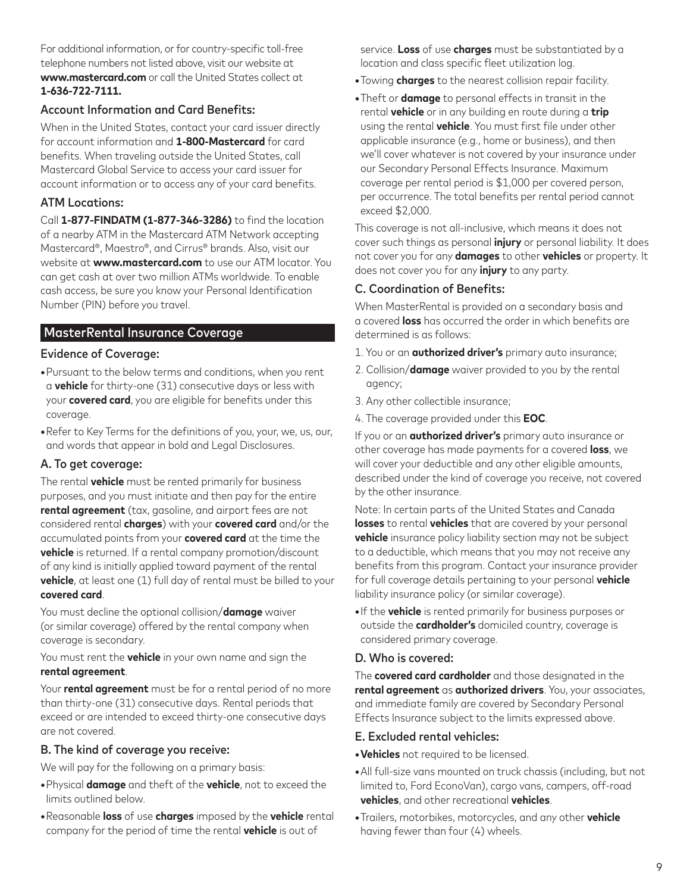For additional information, or for country-specific toll-free telephone numbers not listed above, visit our website at **www.mastercard.com** or call the United States collect at **1-636-722-7111.**

### Account Information and Card Benefits:

When in the United States, contact your card issuer directly for account information and **1-800-Mastercard** for card benefits. When traveling outside the United States, call Mastercard Global Service to access your card issuer for account information or to access any of your card benefits.

### ATM Locations:

Call **1-877-FINDATM (1-877-346-3286)** to find the location of a nearby ATM in the Mastercard ATM Network accepting Mastercard®, Maestro®, and Cirrus® brands. Also, visit our website at **www.mastercard.com** to use our ATM locator. You can get cash at over two million ATMs worldwide. To enable cash access, be sure you know your Personal Identification Number (PIN) before you travel.

## MasterRental Insurance Coverage

### Evidence of Coverage:

- Pursuant to the below terms and conditions, when you rent a **vehicle** for thirty-one (31) consecutive days or less with your **covered card**, you are eligible for benefits under this coverage.
- Refer to Key Terms for the definitions of you, your, we, us, our, and words that appear in bold and Legal Disclosures.

### A. To get coverage:

The rental **vehicle** must be rented primarily for business purposes, and you must initiate and then pay for the entire **rental agreement** (tax, gasoline, and airport fees are not considered rental **charges**) with your **covered card** and/or the accumulated points from your **covered card** at the time the **vehicle** is returned. If a rental company promotion/discount of any kind is initially applied toward payment of the rental **vehicle**, at least one (1) full day of rental must be billed to your **covered card**.

You must decline the optional collision/**damage** waiver (or similar coverage) offered by the rental company when coverage is secondary.

You must rent the **vehicle** in your own name and sign the **rental agreement**.

Your **rental agreement** must be for a rental period of no more than thirty-one (31) consecutive days. Rental periods that exceed or are intended to exceed thirty-one consecutive days are not covered.

### B. The kind of coverage you receive:

We will pay for the following on a primary basis:

- Physical **damage** and theft of the **vehicle**, not to exceed the limits outlined below.
- Reasonable **loss** of use **charges** imposed by the **vehicle** rental company for the period of time the rental **vehicle** is out of service. **Loss** of use **charges** must be substantiated by a location and class specific fleet utilization log.
- Towing **charges** to the nearest collision repair facility.
- Theft or **damage** to personal effects in transit in the rental **vehicle** or in any building en route during a **trip** using the rental **vehicle**. You must first file under other applicable insurance (e.g., home or business), and then we'll cover whatever is not covered by your insurance under our Secondary Personal Effects Insurance. Maximum coverage per rental period is $1,000 per covered person, per occurrence. The total benefits per rental period cannot exceed $2,000.

This coverage is not all-inclusive, which means it does not cover such things as personal **injury** or personal liability. It does not cover you for any **damages** to other **vehicles** or property. It does not cover you for any **injury** to any party.

### C. Coordination of Benefits:

When MasterRental is provided on a secondary basis and a covered **loss** has occurred the order in which benefits are determined is as follows:

1. You or an **authorized driver's** primary auto insurance;
2. Collision/**damage** waiver provided to you by the rental agency;
3. Any other collectible insurance;
4. The coverage provided under this **EOC**.

If you or an **authorized driver's** primary auto insurance or other coverage has made payments for a covered **loss**, we will cover your deductible and any other eligible amounts, described under the kind of coverage you receive, not covered by the other insurance.

Note: In certain parts of the United States and Canada **losses** to rental **vehicles** that are covered by your personal **vehicle** insurance policy liability section may not be subject to a deductible, which means that you may not receive any benefits from this program. Contact your insurance provider for full coverage details pertaining to your personal **vehicle** liability insurance policy (or similar coverage).

- If the **vehicle** is rented primarily for business purposes or outside the **cardholder's** domiciled country, coverage is considered primary coverage.

### D. Who is covered:

The **covered card cardholder** and those designated in the **rental agreement** as **authorized drivers**. You, your associates, and immediate family are covered by Secondary Personal Effects Insurance subject to the limits expressed above.

### E. Excluded rental vehicles:

- **Vehicles** not required to be licensed.
- All full-size vans mounted on truck chassis (including, but not limited to, Ford EconoVan), cargo vans, campers, off-road **vehicles**, and other recreational **vehicles**.
- Trailers, motorbikes, motorcycles, and any other **vehicle** having fewer than four (4) wheels.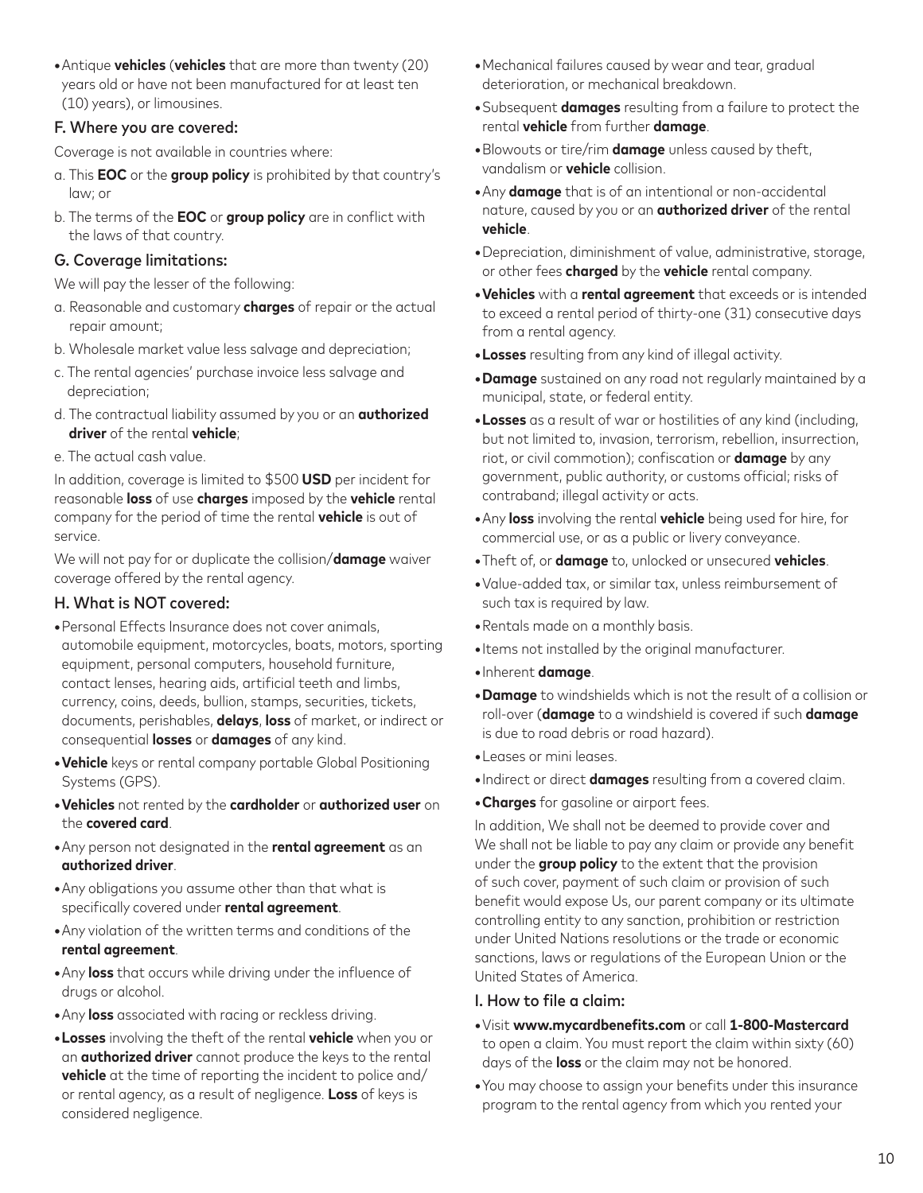- Antique **vehicles** (**vehicles** that are more than twenty (20) years old or have not been manufactured for at least ten (10) years), or limousines.

### F. Where you are covered:

Coverage is not available in countries where:

a. This **EOC** or the **group policy** is prohibited by that country's law; or

b. The terms of the **EOC** or **group policy** are in conflict with the laws of that country.

### G. Coverage limitations:

We will pay the lesser of the following:

a. Reasonable and customary **charges** of repair or the actual repair amount;

b. Wholesale market value less salvage and depreciation;

c. The rental agencies' purchase invoice less salvage and depreciation;

d. The contractual liability assumed by you or an **authorized driver** of the rental **vehicle**;

e. The actual cash value.

In addition, coverage is limited to $500 **USD** per incident for reasonable **loss** of use **charges** imposed by the **vehicle** rental company for the period of time the rental **vehicle** is out of service.

We will not pay for or duplicate the collision/**damage** waiver coverage offered by the rental agency.

### H. What is NOT covered:

- Personal Effects Insurance does not cover animals, automobile equipment, motorcycles, boats, motors, sporting equipment, personal computers, household furniture, contact lenses, hearing aids, artificial teeth and limbs, currency, coins, deeds, bullion, stamps, securities, tickets, documents, perishables, **delays**, **loss** of market, or indirect or consequential **losses** or **damages** of any kind.
- **Vehicle** keys or rental company portable Global Positioning Systems (GPS).
- **Vehicles** not rented by the **cardholder** or **authorized user** on the **covered card**.
- Any person not designated in the **rental agreement** as an **authorized driver**.
- Any obligations you assume other than that what is specifically covered under **rental agreement**.
- Any violation of the written terms and conditions of the **rental agreement**.
- Any **loss** that occurs while driving under the influence of drugs or alcohol.
- Any **loss** associated with racing or reckless driving.
- **Losses** involving the theft of the rental **vehicle** when you or an **authorized driver** cannot produce the keys to the rental **vehicle** at the time of reporting the incident to police and/or rental agency, as a result of negligence. **Loss** of keys is considered negligence.
- Mechanical failures caused by wear and tear, gradual deterioration, or mechanical breakdown.
- Subsequent **damages** resulting from a failure to protect the rental **vehicle** from further **damage**.
- Blowouts or tire/rim **damage** unless caused by theft, vandalism or **vehicle** collision.
- Any **damage** that is of an intentional or non-accidental nature, caused by you or an **authorized driver** of the rental **vehicle**.
- Depreciation, diminishment of value, administrative, storage, or other fees **charged** by the **vehicle** rental company.
- **Vehicles** with a **rental agreement** that exceeds or is intended to exceed a rental period of thirty-one (31) consecutive days from a rental agency.
- **Losses** resulting from any kind of illegal activity.
- **Damage** sustained on any road not regularly maintained by a municipal, state, or federal entity.
- **Losses** as a result of war or hostilities of any kind (including, but not limited to, invasion, terrorism, rebellion, insurrection, riot, or civil commotion); confiscation or **damage** by any government, public authority, or customs official; risks of contraband; illegal activity or acts.
- Any **loss** involving the rental **vehicle** being used for hire, for commercial use, or as a public or livery conveyance.
- Theft of, or **damage** to, unlocked or unsecured **vehicles**.
- Value-added tax, or similar tax, unless reimbursement of such tax is required by law.
- Rentals made on a monthly basis.
- Items not installed by the original manufacturer.
- Inherent **damage**.
- **Damage** to windshields which is not the result of a collision or roll-over (**damage** to a windshield is covered if such **damage** is due to road debris or road hazard).
- Leases or mini leases.
- Indirect or direct **damages** resulting from a covered claim.
- **Charges** for gasoline or airport fees.

In addition, We shall not be deemed to provide cover and We shall not be liable to pay any claim or provide any benefit under the **group policy** to the extent that the provision of such cover, payment of such claim or provision of such benefit would expose Us, our parent company or its ultimate controlling entity to any sanction, prohibition or restriction under United Nations resolutions or the trade or economic sanctions, laws or regulations of the European Union or the United States of America.

### I. How to file a claim:

- Visit **www.mycardbenefits.com** or call **1-800-Mastercard** to open a claim. You must report the claim within sixty (60) days of the **loss** or the claim may not be honored.
- You may choose to assign your benefits under this insurance program to the rental agency from which you rented your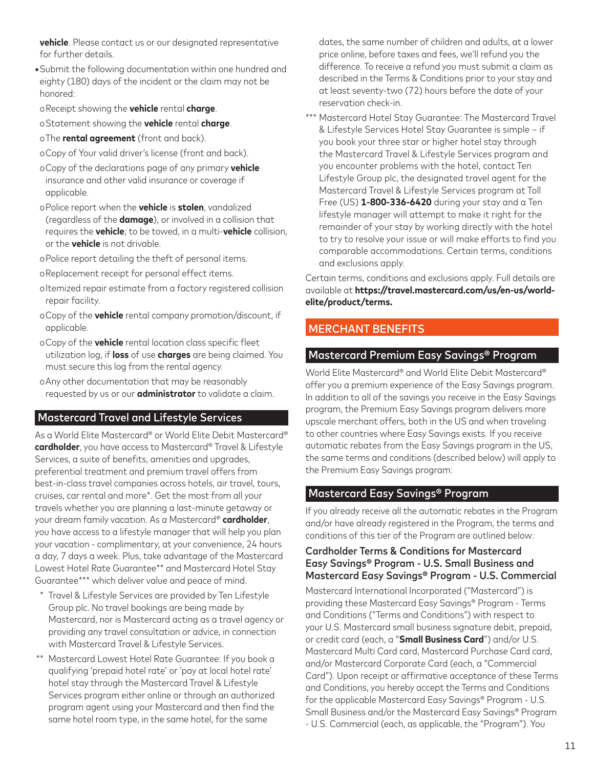**vehicle**. Please contact us or our designated representative for further details.

- Submit the following documentation within one hundred and eighty (180) days of the incident or the claim may not be honored:
  - Receipt showing the **vehicle** rental **charge**.
  - Statement showing the **vehicle** rental **charge**.
  - The **rental agreement** (front and back).
  - Copy of Your valid driver's license (front and back).
  - Copy of the declarations page of any primary **vehicle** insurance and other valid insurance or coverage if applicable.
  - Police report when the **vehicle** is **stolen**, vandalized (regardless of the **damage**), or involved in a collision that requires the **vehicle**; to be towed, in a multi-**vehicle** collision, or the **vehicle** is not drivable.
  - Police report detailing the theft of personal items.
  - Replacement receipt for personal effect items.
  - Itemized repair estimate from a factory registered collision repair facility.
  - Copy of the **vehicle** rental company promotion/discount, if applicable.
  - Copy of the **vehicle** rental location class specific fleet utilization log, if **loss** of use **charges** are being claimed. You must secure this log from the rental agency.
  - Any other documentation that may be reasonably requested by us or our **administrator** to validate a claim.

## Mastercard Travel and Lifestyle Services

As a World Elite Mastercard® or World Elite Debit Mastercard® **cardholder**, you have access to Mastercard® Travel & Lifestyle Services, a suite of benefits, amenities and upgrades, preferential treatment and premium travel offers from best-in-class travel companies across hotels, air travel, tours, cruises, car rental and more*. Get the most from all your travels whether you are planning a last-minute getaway or your dream family vacation. As a Mastercard® **cardholder**, you have access to a lifestyle manager that will help you plan your vacation - complimentary, at your convenience, 24 hours a day, 7 days a week. Plus, take advantage of the Mastercard Lowest Hotel Rate Guarantee** and Mastercard Hotel Stay Guarantee*** which deliver value and peace of mind.

\* Travel & Lifestyle Services are provided by Ten Lifestyle Group plc. No travel bookings are being made by Mastercard, nor is Mastercard acting as a travel agency or providing any travel consultation or advice, in connection with Mastercard Travel & Lifestyle Services.

\** Mastercard Lowest Hotel Rate Guarantee: If you book a qualifying 'prepaid hotel rate' or 'pay at local hotel rate' hotel stay through the Mastercard Travel & Lifestyle Services program either online or through an authorized program agent using your Mastercard and then find the same hotel room type, in the same hotel, for the same dates, the same number of children and adults, at a lower price online, before taxes and fees, we'll refund you the difference. To receive a refund you must submit a claim as described in the Terms & Conditions prior to your stay and at least seventy-two (72) hours before the date of your reservation check-in.

\*** Mastercard Hotel Stay Guarantee: The Mastercard Travel & Lifestyle Services Hotel Stay Guarantee is simple – if you book your three star or higher hotel stay through the Mastercard Travel & Lifestyle Services program and you encounter problems with the hotel, contact Ten Lifestyle Group plc, the designated travel agent for the Mastercard Travel & Lifestyle Services program at Toll Free (US) **1-800-336-6420** during your stay and a Ten lifestyle manager will attempt to make it right for the remainder of your stay by working directly with the hotel to try to resolve your issue or will make efforts to find you comparable accommodations. Certain terms, conditions and exclusions apply.

Certain terms, conditions and exclusions apply. Full details are available at **https://travel.mastercard.com/us/en-us/world-elite/product/terms.**

# MERCHANT BENEFITS

## Mastercard Premium Easy Savings® Program

World Elite Mastercard® and World Elite Debit Mastercard® offer you a premium experience of the Easy Savings program. In addition to all of the savings you receive in the Easy Savings program, the Premium Easy Savings program delivers more upscale merchant offers, both in the US and when traveling to other countries where Easy Savings exists. If you receive automatic rebates from the Easy Savings program in the US, the same terms and conditions (described below) will apply to the Premium Easy Savings program:

## Mastercard Easy Savings® Program

If you already receive all the automatic rebates in the Program and/or have already registered in the Program, the terms and conditions of this tier of the Program are outlined below:

### Cardholder Terms & Conditions for Mastercard Easy Savings® Program - U.S. Small Business and Mastercard Easy Savings® Program - U.S. Commercial

Mastercard International Incorporated ("Mastercard") is providing these Mastercard Easy Savings® Program - Terms and Conditions ("Terms and Conditions") with respect to your U.S. Mastercard small business signature debit, prepaid, or credit card (each, a "**Small Business Card**") and/or U.S. Mastercard Multi Card card, Mastercard Purchase Card card, and/or Mastercard Corporate Card (each, a "Commercial Card"). Upon receipt or affirmative acceptance of these Terms and Conditions, you hereby accept the Terms and Conditions for the applicable Mastercard Easy Savings® Program - U.S. Small Business and/or the Mastercard Easy Savings® Program - U.S. Commercial (each, as applicable, the "Program"). You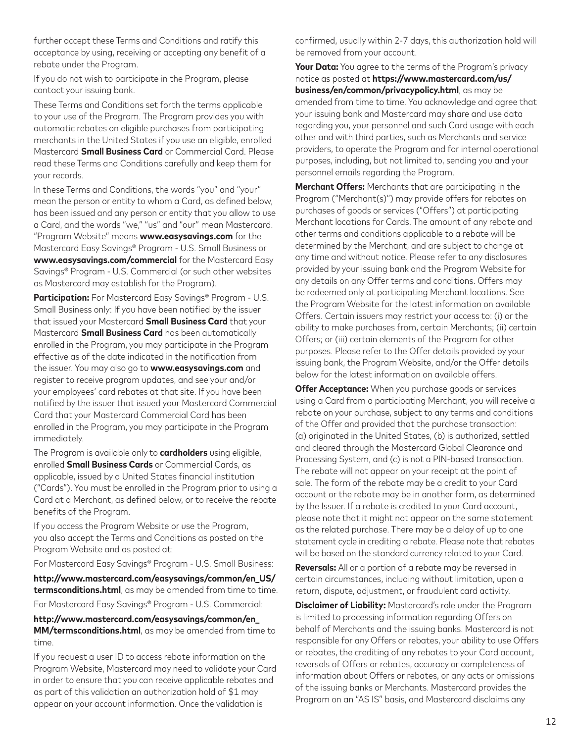further accept these Terms and Conditions and ratify this acceptance by using, receiving or accepting any benefit of a rebate under the Program.

If you do not wish to participate in the Program, please contact your issuing bank.

These Terms and Conditions set forth the terms applicable to your use of the Program. The Program provides you with automatic rebates on eligible purchases from participating merchants in the United States if you use an eligible, enrolled Mastercard **Small Business Card** or Commercial Card. Please read these Terms and Conditions carefully and keep them for your records.

In these Terms and Conditions, the words "you" and "your" mean the person or entity to whom a Card, as defined below, has been issued and any person or entity that you allow to use a Card, and the words "we," "us" and "our" mean Mastercard. "Program Website" means **www.easysavings.com** for the Mastercard Easy Savings® Program - U.S. Small Business or **www.easysavings.com/commercial** for the Mastercard Easy Savings® Program - U.S. Commercial (or such other websites as Mastercard may establish for the Program).

**Participation:** For Mastercard Easy Savings® Program - U.S. Small Business only: If you have been notified by the issuer that issued your Mastercard **Small Business Card** that your Mastercard **Small Business Card** has been automatically enrolled in the Program, you may participate in the Program effective as of the date indicated in the notification from the issuer. You may also go to **www.easysavings.com** and register to receive program updates, and see your and/or your employees' card rebates at that site. If you have been notified by the issuer that issued your Mastercard Commercial Card that your Mastercard Commercial Card has been enrolled in the Program, you may participate in the Program immediately.

The Program is available only to **cardholders** using eligible, enrolled **Small Business Cards** or Commercial Cards, as applicable, issued by a United States financial institution ("Cards"). You must be enrolled in the Program prior to using a Card at a Merchant, as defined below, or to receive the rebate benefits of the Program.

If you access the Program Website or use the Program, you also accept the Terms and Conditions as posted on the Program Website and as posted at:

For Mastercard Easy Savings® Program - U.S. Small Business:

**http://www.mastercard.com/easysavings/common/en_US/termsconditions.html**, as may be amended from time to time.

For Mastercard Easy Savings® Program - U.S. Commercial:

**http://www.mastercard.com/easysavings/common/en_MM/termsconditions.html**, as may be amended from time to time.

If you request a user ID to access rebate information on the Program Website, Mastercard may need to validate your Card in order to ensure that you can receive applicable rebates and as part of this validation an authorization hold of $1 may appear on your account information. Once the validation is confirmed, usually within 2-7 days, this authorization hold will be removed from your account.

**Your Data:** You agree to the terms of the Program's privacy notice as posted at **https://www.mastercard.com/us/business/en/common/privacypolicy.html**, as may be amended from time to time. You acknowledge and agree that your issuing bank and Mastercard may share and use data regarding you, your personnel and such Card usage with each other and with third parties, such as Merchants and service providers, to operate the Program and for internal operational purposes, including, but not limited to, sending you and your personnel emails regarding the Program.

**Merchant Offers:** Merchants that are participating in the Program ("Merchant(s)") may provide offers for rebates on purchases of goods or services ("Offers") at participating Merchant locations for Cards. The amount of any rebate and other terms and conditions applicable to a rebate will be determined by the Merchant, and are subject to change at any time and without notice. Please refer to any disclosures provided by your issuing bank and the Program Website for any details on any Offer terms and conditions. Offers may be redeemed only at participating Merchant locations. See the Program Website for the latest information on available Offers. Certain issuers may restrict your access to: (i) or the ability to make purchases from, certain Merchants; (ii) certain Offers; or (iii) certain elements of the Program for other purposes. Please refer to the Offer details provided by your issuing bank, the Program Website, and/or the Offer details below for the latest information on available offers.

**Offer Acceptance:** When you purchase goods or services using a Card from a participating Merchant, you will receive a rebate on your purchase, subject to any terms and conditions of the Offer and provided that the purchase transaction: (a) originated in the United States, (b) is authorized, settled and cleared through the Mastercard Global Clearance and Processing System, and (c) is not a PIN-based transaction. The rebate will not appear on your receipt at the point of sale. The form of the rebate may be a credit to your Card account or the rebate may be in another form, as determined by the Issuer. If a rebate is credited to your Card account, please note that it might not appear on the same statement as the related purchase. There may be a delay of up to one statement cycle in crediting a rebate. Please note that rebates will be based on the standard currency related to your Card.

**Reversals:** All or a portion of a rebate may be reversed in certain circumstances, including without limitation, upon a return, dispute, adjustment, or fraudulent card activity.

**Disclaimer of Liability:** Mastercard's role under the Program is limited to processing information regarding Offers on behalf of Merchants and the issuing banks. Mastercard is not responsible for any Offers or rebates, your ability to use Offers or rebates, the crediting of any rebates to your Card account, reversals of Offers or rebates, accuracy or completeness of information about Offers or rebates, or any acts or omissions of the issuing banks or Merchants. Mastercard provides the Program on an "AS IS" basis, and Mastercard disclaims any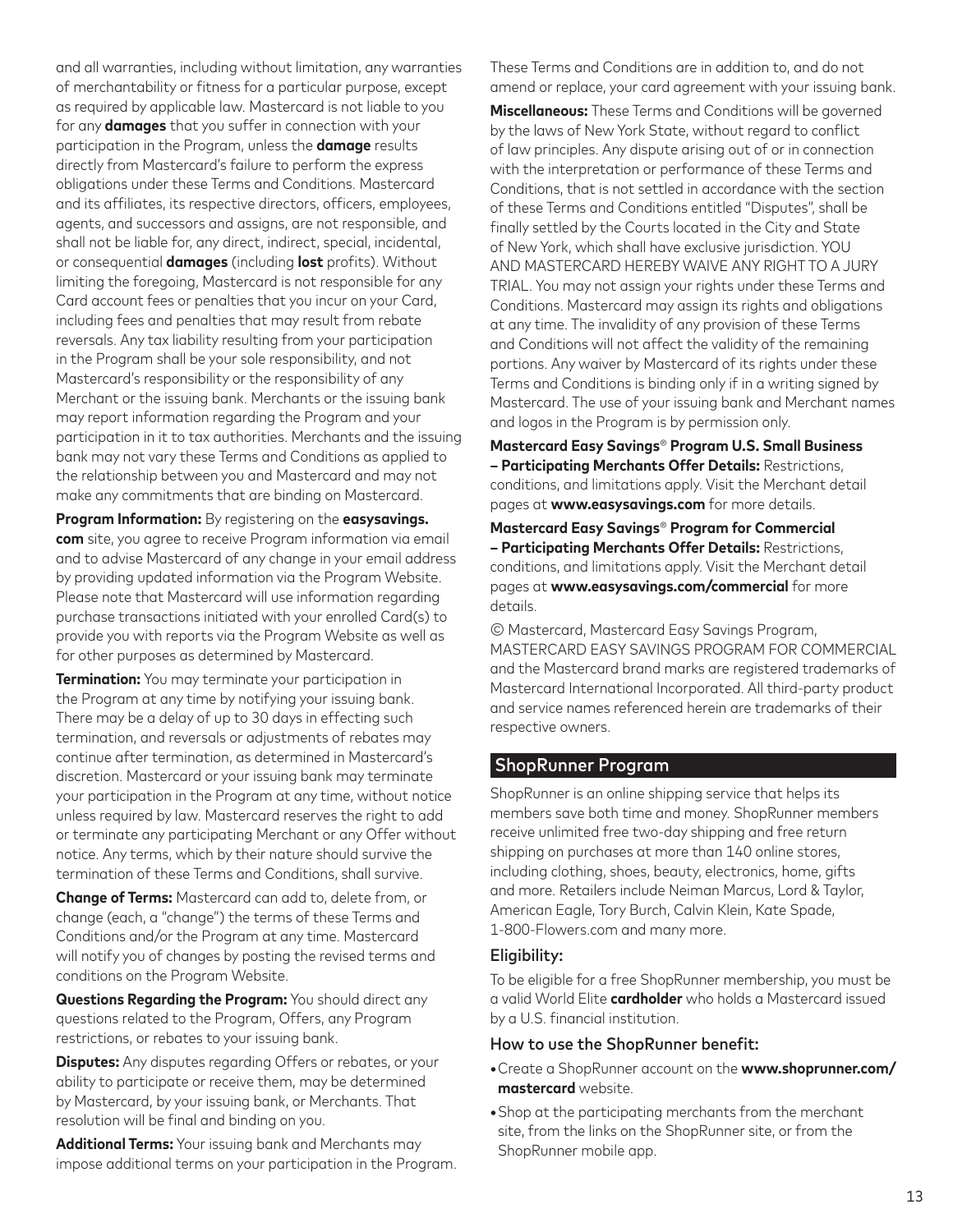and all warranties, including without limitation, any warranties of merchantability or fitness for a particular purpose, except as required by applicable law. Mastercard is not liable to you for any **damages** that you suffer in connection with your participation in the Program, unless the **damage** results directly from Mastercard's failure to perform the express obligations under these Terms and Conditions. Mastercard and its affiliates, its respective directors, officers, employees, agents, and successors and assigns, are not responsible, and shall not be liable for, any direct, indirect, special, incidental, or consequential **damages** (including **lost** profits). Without limiting the foregoing, Mastercard is not responsible for any Card account fees or penalties that you incur on your Card, including fees and penalties that may result from rebate reversals. Any tax liability resulting from your participation in the Program shall be your sole responsibility, and not Mastercard's responsibility or the responsibility of any Merchant or the issuing bank. Merchants or the issuing bank may report information regarding the Program and your participation in it to tax authorities. Merchants and the issuing bank may not vary these Terms and Conditions as applied to the relationship between you and Mastercard and may not make any commitments that are binding on Mastercard.

**Program Information:** By registering on the **easysavings.com** site, you agree to receive Program information via email and to advise Mastercard of any change in your email address by providing updated information via the Program Website. Please note that Mastercard will use information regarding purchase transactions initiated with your enrolled Card(s) to provide you with reports via the Program Website as well as for other purposes as determined by Mastercard.

**Termination:** You may terminate your participation in the Program at any time by notifying your issuing bank. There may be a delay of up to 30 days in effecting such termination, and reversals or adjustments of rebates may continue after termination, as determined in Mastercard's discretion. Mastercard or your issuing bank may terminate your participation in the Program at any time, without notice unless required by law. Mastercard reserves the right to add or terminate any participating Merchant or any Offer without notice. Any terms, which by their nature should survive the termination of these Terms and Conditions, shall survive.

**Change of Terms:** Mastercard can add to, delete from, or change (each, a "change") the terms of these Terms and Conditions and/or the Program at any time. Mastercard will notify you of changes by posting the revised terms and conditions on the Program Website.

**Questions Regarding the Program:** You should direct any questions related to the Program, Offers, any Program restrictions, or rebates to your issuing bank.

**Disputes:** Any disputes regarding Offers or rebates, or your ability to participate or receive them, may be determined by Mastercard, by your issuing bank, or Merchants. That resolution will be final and binding on you.

**Additional Terms:** Your issuing bank and Merchants may impose additional terms on your participation in the Program. These Terms and Conditions are in addition to, and do not amend or replace, your card agreement with your issuing bank.

**Miscellaneous:** These Terms and Conditions will be governed by the laws of New York State, without regard to conflict of law principles. Any dispute arising out of or in connection with the interpretation or performance of these Terms and Conditions, that is not settled in accordance with the section of these Terms and Conditions entitled "Disputes", shall be finally settled by the Courts located in the City and State of New York, which shall have exclusive jurisdiction. YOU AND MASTERCARD HEREBY WAIVE ANY RIGHT TO A JURY TRIAL. You may not assign your rights under these Terms and Conditions. Mastercard may assign its rights and obligations at any time. The invalidity of any provision of these Terms and Conditions will not affect the validity of the remaining portions. Any waiver by Mastercard of its rights under these Terms and Conditions is binding only if in a writing signed by Mastercard. The use of your issuing bank and Merchant names and logos in the Program is by permission only.

**Mastercard Easy Savings® Program U.S. Small Business – Participating Merchants Offer Details:** Restrictions, conditions, and limitations apply. Visit the Merchant detail pages at **www.easysavings.com** for more details.

**Mastercard Easy Savings® Program for Commercial – Participating Merchants Offer Details:** Restrictions, conditions, and limitations apply. Visit the Merchant detail pages at **www.easysavings.com/commercial** for more details.

© Mastercard, Mastercard Easy Savings Program, MASTERCARD EASY SAVINGS PROGRAM FOR COMMERCIAL and the Mastercard brand marks are registered trademarks of Mastercard International Incorporated. All third-party product and service names referenced herein are trademarks of their respective owners.

## ShopRunner Program

ShopRunner is an online shipping service that helps its members save both time and money. ShopRunner members receive unlimited free two-day shipping and free return shipping on purchases at more than 140 online stores, including clothing, shoes, beauty, electronics, home, gifts and more. Retailers include Neiman Marcus, Lord & Taylor, American Eagle, Tory Burch, Calvin Klein, Kate Spade, 1-800-Flowers.com and many more.

### Eligibility:

To be eligible for a free ShopRunner membership, you must be a valid World Elite **cardholder** who holds a Mastercard issued by a U.S. financial institution.

### How to use the ShopRunner benefit:

- Create a ShopRunner account on the **www.shoprunner.com/mastercard** website.
- Shop at the participating merchants from the merchant site, from the links on the ShopRunner site, or from the ShopRunner mobile app.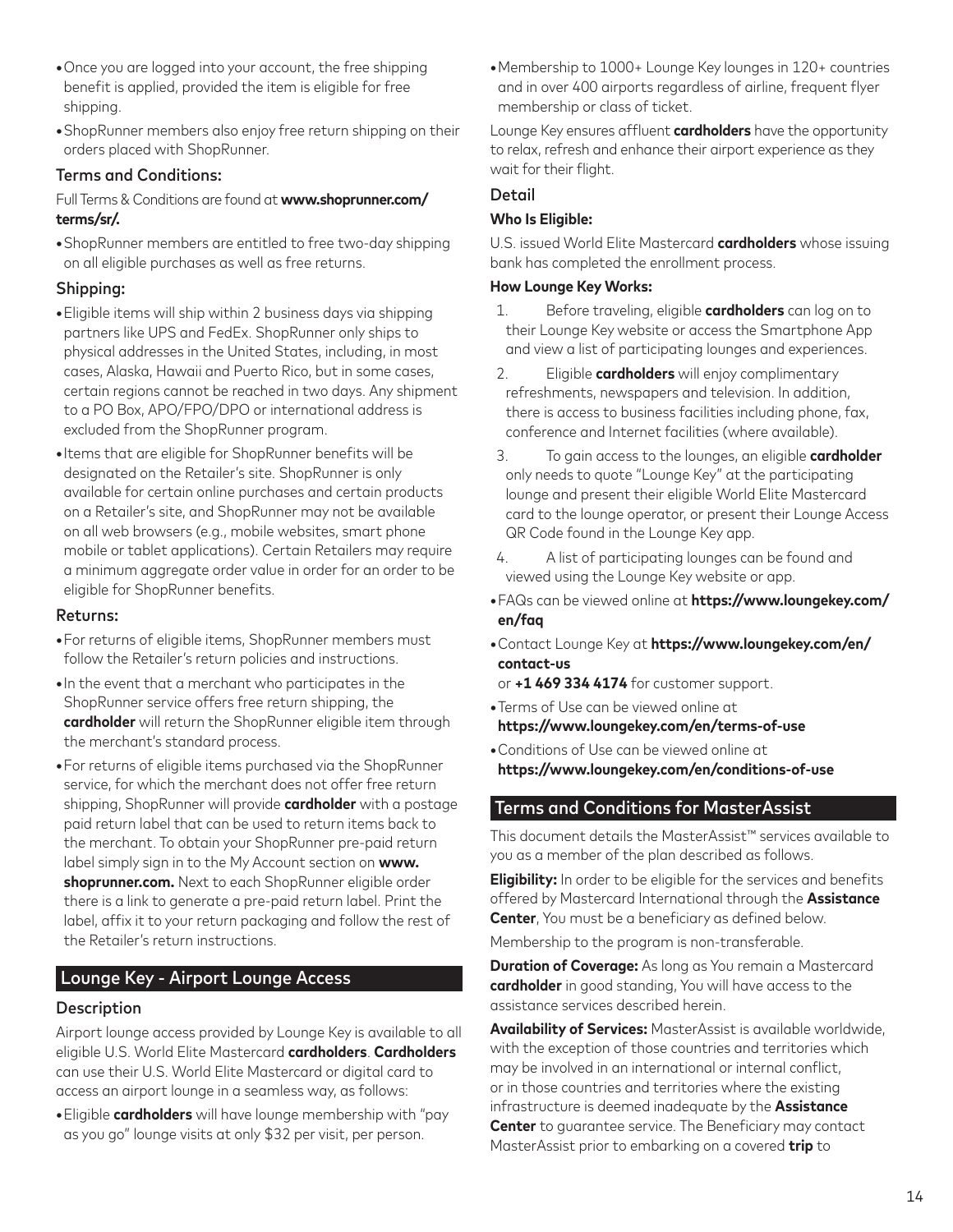- Once you are logged into your account, the free shipping benefit is applied, provided the item is eligible for free shipping.
- ShopRunner members also enjoy free return shipping on their orders placed with ShopRunner.

### Terms and Conditions:

Full Terms & Conditions are found at **www.shoprunner.com/terms/sr/.**

- ShopRunner members are entitled to free two-day shipping on all eligible purchases as well as free returns.

### Shipping:

- Eligible items will ship within 2 business days via shipping partners like UPS and FedEx. ShopRunner only ships to physical addresses in the United States, including, in most cases, Alaska, Hawaii and Puerto Rico, but in some cases, certain regions cannot be reached in two days. Any shipment to a PO Box, APO/FPO/DPO or international address is excluded from the ShopRunner program.
- Items that are eligible for ShopRunner benefits will be designated on the Retailer's site. ShopRunner is only available for certain online purchases and certain products on a Retailer's site, and ShopRunner may not be available on all web browsers (e.g., mobile websites, smart phone mobile or tablet applications). Certain Retailers may require a minimum aggregate order value in order for an order to be eligible for ShopRunner benefits.

### Returns:

- For returns of eligible items, ShopRunner members must follow the Retailer's return policies and instructions.
- In the event that a merchant who participates in the ShopRunner service offers free return shipping, the **cardholder** will return the ShopRunner eligible item through the merchant's standard process.
- For returns of eligible items purchased via the ShopRunner service, for which the merchant does not offer free return shipping, ShopRunner will provide **cardholder** with a postage paid return label that can be used to return items back to the merchant. To obtain your ShopRunner pre-paid return label simply sign in to the My Account section on **www.shoprunner.com.** Next to each ShopRunner eligible order there is a link to generate a pre-paid return label. Print the label, affix it to your return packaging and follow the rest of the Retailer's return instructions.

## Lounge Key - Airport Lounge Access

### Description

Airport lounge access provided by Lounge Key is available to all eligible U.S. World Elite Mastercard **cardholders**. **Cardholders** can use their U.S. World Elite Mastercard or digital card to access an airport lounge in a seamless way, as follows:

- Eligible **cardholders** will have lounge membership with "pay as you go" lounge visits at only $32 per visit, per person.
- Membership to 1000+ Lounge Key lounges in 120+ countries and in over 400 airports regardless of airline, frequent flyer membership or class of ticket.

Lounge Key ensures affluent **cardholders** have the opportunity to relax, refresh and enhance their airport experience as they wait for their flight.

### Detail

**Who Is Eligible:**

U.S. issued World Elite Mastercard **cardholders** whose issuing bank has completed the enrollment process.

**How Lounge Key Works:**

1. Before traveling, eligible **cardholders** can log on to their Lounge Key website or access the Smartphone App and view a list of participating lounges and experiences.
2. Eligible **cardholders** will enjoy complimentary refreshments, newspapers and television. In addition, there is access to business facilities including phone, fax, conference and Internet facilities (where available).
3. To gain access to the lounges, an eligible **cardholder** only needs to quote "Lounge Key" at the participating lounge and present their eligible World Elite Mastercard card to the lounge operator, or present their Lounge Access QR Code found in the Lounge Key app.
4. A list of participating lounges can be found and viewed using the Lounge Key website or app.

- FAQs can be viewed online at **https://www.loungekey.com/en/faq**
- Contact Lounge Key at **https://www.loungekey.com/en/contact-us** or **+1 469 334 4174** for customer support.
- Terms of Use can be viewed online at **https://www.loungekey.com/en/terms-of-use**
- Conditions of Use can be viewed online at **https://www.loungekey.com/en/conditions-of-use**

## Terms and Conditions for MasterAssist

This document details the MasterAssist™ services available to you as a member of the plan described as follows.

**Eligibility:** In order to be eligible for the services and benefits offered by Mastercard International through the **Assistance Center**, You must be a beneficiary as defined below.

Membership to the program is non-transferable.

**Duration of Coverage:** As long as You remain a Mastercard **cardholder** in good standing, You will have access to the assistance services described herein.

**Availability of Services:** MasterAssist is available worldwide, with the exception of those countries and territories which may be involved in an international or internal conflict, or in those countries and territories where the existing infrastructure is deemed inadequate by the **Assistance Center** to guarantee service. The Beneficiary may contact MasterAssist prior to embarking on a covered **trip** to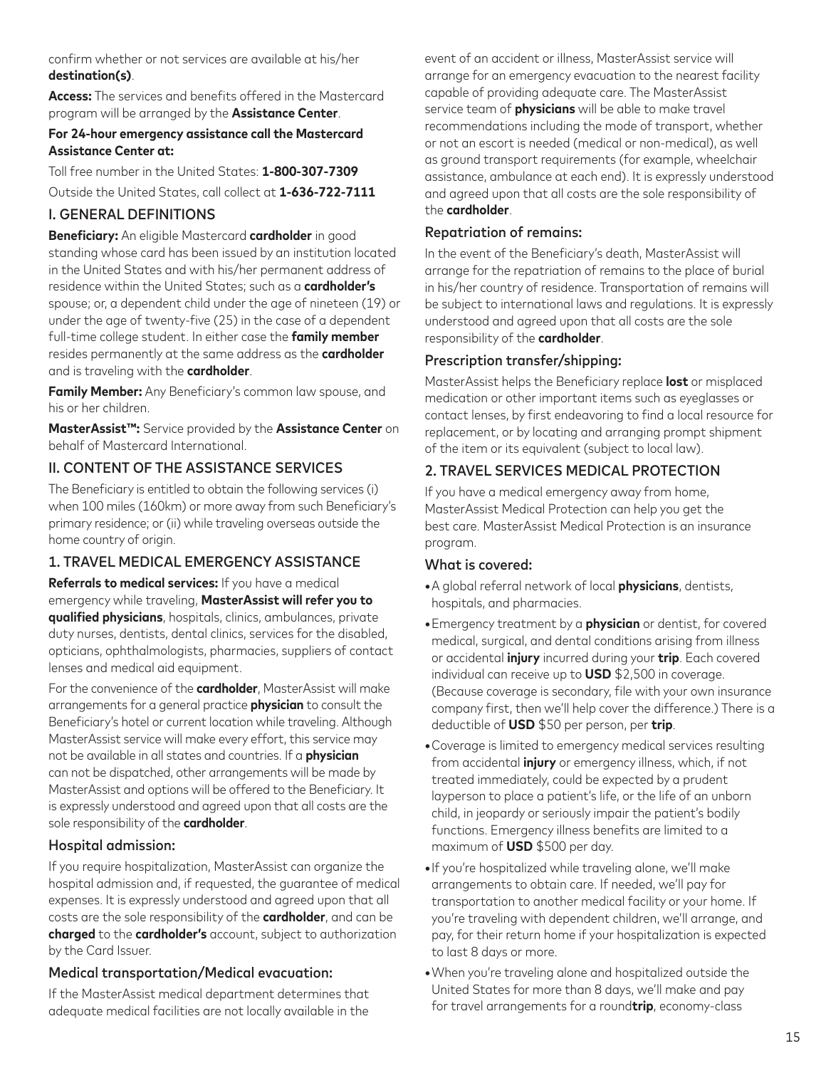confirm whether or not services are available at his/her **destination(s)**.

**Access:** The services and benefits offered in the Mastercard program will be arranged by the **Assistance Center**.

**For 24-hour emergency assistance call the Mastercard Assistance Center at:**

Toll free number in the United States: **1-800-307-7309**

Outside the United States, call collect at **1-636-722-7111**

## I. GENERAL DEFINITIONS

**Beneficiary:** An eligible Mastercard **cardholder** in good standing whose card has been issued by an institution located in the United States and with his/her permanent address of residence within the United States; such as a **cardholder's** spouse; or, a dependent child under the age of nineteen (19) or under the age of twenty-five (25) in the case of a dependent full-time college student. In either case the **family member** resides permanently at the same address as the **cardholder** and is traveling with the **cardholder**.

**Family Member:** Any Beneficiary's common law spouse, and his or her children.

**MasterAssist™:** Service provided by the **Assistance Center** on behalf of Mastercard International.

## II. CONTENT OF THE ASSISTANCE SERVICES

The Beneficiary is entitled to obtain the following services (i) when 100 miles (160km) or more away from such Beneficiary's primary residence; or (ii) while traveling overseas outside the home country of origin.

## 1. TRAVEL MEDICAL EMERGENCY ASSISTANCE

**Referrals to medical services:** If you have a medical emergency while traveling, **MasterAssist will refer you to qualified physicians**, hospitals, clinics, ambulances, private duty nurses, dentists, dental clinics, services for the disabled, opticians, ophthalmologists, pharmacies, suppliers of contact lenses and medical aid equipment.

For the convenience of the **cardholder**, MasterAssist will make arrangements for a general practice **physician** to consult the Beneficiary's hotel or current location while traveling. Although MasterAssist service will make every effort, this service may not be available in all states and countries. If a **physician** can not be dispatched, other arrangements will be made by MasterAssist and options will be offered to the Beneficiary. It is expressly understood and agreed upon that all costs are the sole responsibility of the **cardholder**.

### Hospital admission:

If you require hospitalization, MasterAssist can organize the hospital admission and, if requested, the guarantee of medical expenses. It is expressly understood and agreed upon that all costs are the sole responsibility of the **cardholder**, and can be **charged** to the **cardholder's** account, subject to authorization by the Card Issuer.

### Medical transportation/Medical evacuation:

If the MasterAssist medical department determines that adequate medical facilities are not locally available in the event of an accident or illness, MasterAssist service will arrange for an emergency evacuation to the nearest facility capable of providing adequate care. The MasterAssist service team of **physicians** will be able to make travel recommendations including the mode of transport, whether or not an escort is needed (medical or non-medical), as well as ground transport requirements (for example, wheelchair assistance, ambulance at each end). It is expressly understood and agreed upon that all costs are the sole responsibility of the **cardholder**.

### Repatriation of remains:

In the event of the Beneficiary's death, MasterAssist will arrange for the repatriation of remains to the place of burial in his/her country of residence. Transportation of remains will be subject to international laws and regulations. It is expressly understood and agreed upon that all costs are the sole responsibility of the **cardholder**.

### Prescription transfer/shipping:

MasterAssist helps the Beneficiary replace **lost** or misplaced medication or other important items such as eyeglasses or contact lenses, by first endeavoring to find a local resource for replacement, or by locating and arranging prompt shipment of the item or its equivalent (subject to local law).

## 2. TRAVEL SERVICES MEDICAL PROTECTION

If you have a medical emergency away from home, MasterAssist Medical Protection can help you get the best care. MasterAssist Medical Protection is an insurance program.

### What is covered:

- A global referral network of local **physicians**, dentists, hospitals, and pharmacies.
- Emergency treatment by a **physician** or dentist, for covered medical, surgical, and dental conditions arising from illness or accidental **injury** incurred during your **trip**. Each covered individual can receive up to **USD** $2,500 in coverage. (Because coverage is secondary, file with your own insurance company first, then we'll help cover the difference.) There is a deductible of **USD** $50 per person, per **trip**.
- Coverage is limited to emergency medical services resulting from accidental **injury** or emergency illness, which, if not treated immediately, could be expected by a prudent layperson to place a patient's life, or the life of an unborn child, in jeopardy or seriously impair the patient's bodily functions. Emergency illness benefits are limited to a maximum of **USD** $500 per day.
- If you're hospitalized while traveling alone, we'll make arrangements to obtain care. If needed, we'll pay for transportation to another medical facility or your home. If you're traveling with dependent children, we'll arrange, and pay, for their return home if your hospitalization is expected to last 8 days or more.
- When you're traveling alone and hospitalized outside the United States for more than 8 days, we'll make and pay for travel arrangements for a round**trip**, economy-class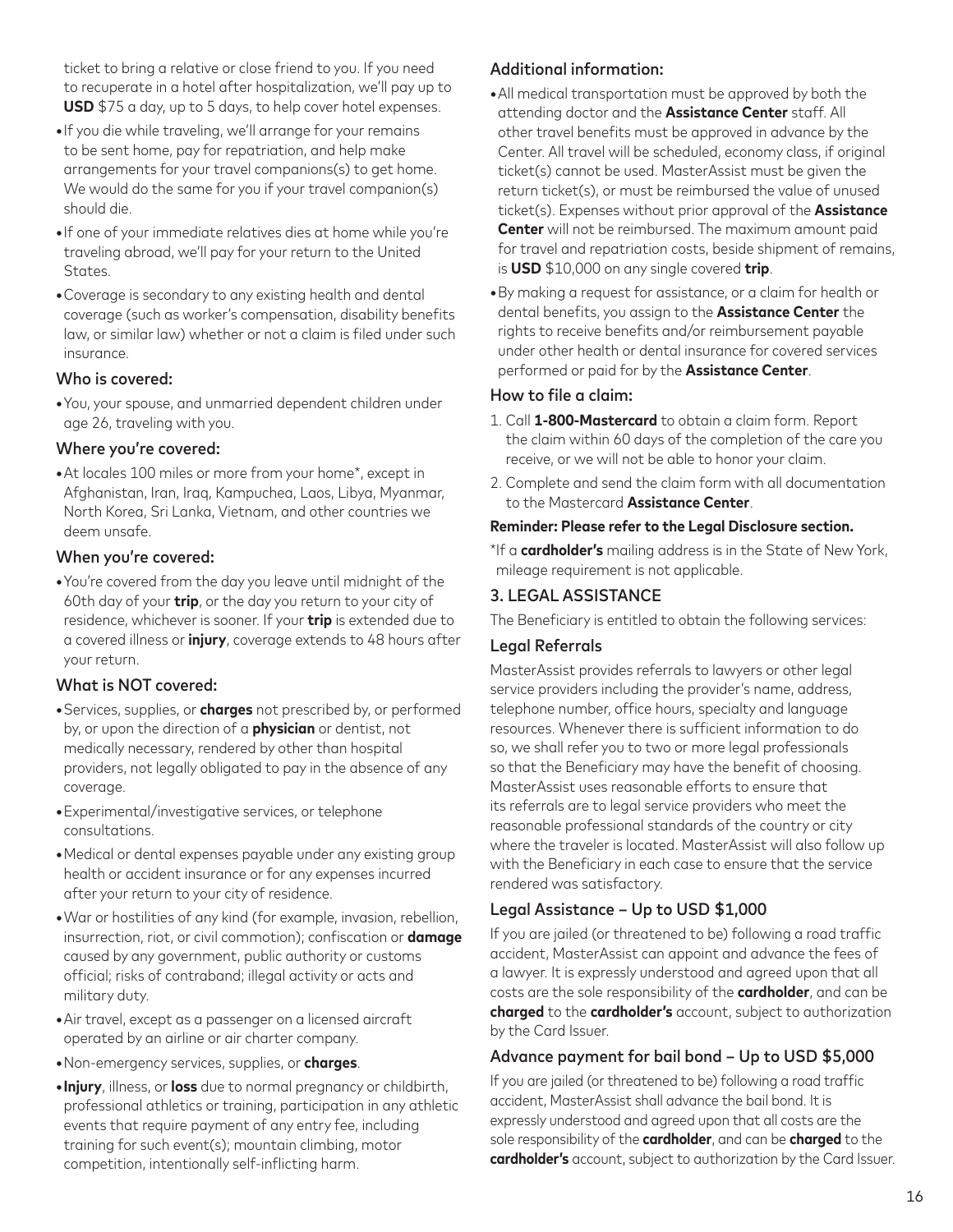ticket to bring a relative or close friend to you. If you need to recuperate in a hotel after hospitalization, we'll pay up to **USD** $75 a day, up to 5 days, to help cover hotel expenses.

- If you die while traveling, we'll arrange for your remains to be sent home, pay for repatriation, and help make arrangements for your travel companions(s) to get home. We would do the same for you if your travel companion(s) should die.
- If one of your immediate relatives dies at home while you're traveling abroad, we'll pay for your return to the United States.
- Coverage is secondary to any existing health and dental coverage (such as worker's compensation, disability benefits law, or similar law) whether or not a claim is filed under such insurance.

### Who is covered:

- You, your spouse, and unmarried dependent children under age 26, traveling with you.

### Where you're covered:

- At locales 100 miles or more from your home*, except in Afghanistan, Iran, Iraq, Kampuchea, Laos, Libya, Myanmar, North Korea, Sri Lanka, Vietnam, and other countries we deem unsafe.

### When you're covered:

- You're covered from the day you leave until midnight of the 60th day of your **trip**, or the day you return to your city of residence, whichever is sooner. If your **trip** is extended due to a covered illness or **injury**, coverage extends to 48 hours after your return.

### What is NOT covered:

- Services, supplies, or **charges** not prescribed by, or performed by, or upon the direction of a **physician** or dentist, not medically necessary, rendered by other than hospital providers, not legally obligated to pay in the absence of any coverage.
- Experimental/investigative services, or telephone consultations.
- Medical or dental expenses payable under any existing group health or accident insurance or for any expenses incurred after your return to your city of residence.
- War or hostilities of any kind (for example, invasion, rebellion, insurrection, riot, or civil commotion); confiscation or **damage** caused by any government, public authority or customs official; risks of contraband; illegal activity or acts and military duty.
- Air travel, except as a passenger on a licensed aircraft operated by an airline or air charter company.
- Non-emergency services, supplies, or **charges**.
- **Injury**, illness, or **loss** due to normal pregnancy or childbirth, professional athletics or training, participation in any athletic events that require payment of any entry fee, including training for such event(s); mountain climbing, motor competition, intentionally self-inflicting harm.

### Additional information:

- All medical transportation must be approved by both the attending doctor and the **Assistance Center** staff. All other travel benefits must be approved in advance by the Center. All travel will be scheduled, economy class, if original ticket(s) cannot be used. MasterAssist must be given the return ticket(s), or must be reimbursed the value of unused ticket(s). Expenses without prior approval of the **Assistance Center** will not be reimbursed. The maximum amount paid for travel and repatriation costs, beside shipment of remains, is **USD** $10,000 on any single covered **trip**.
- By making a request for assistance, or a claim for health or dental benefits, you assign to the **Assistance Center** the rights to receive benefits and/or reimbursement payable under other health or dental insurance for covered services performed or paid for by the **Assistance Center**.

### How to file a claim:

1. Call **1-800-Mastercard** to obtain a claim form. Report the claim within 60 days of the completion of the care you receive, or we will not be able to honor your claim.
2. Complete and send the claim form with all documentation to the Mastercard **Assistance Center**.

**Reminder: Please refer to the Legal Disclosure section.**

*If a **cardholder's** mailing address is in the State of New York, mileage requirement is not applicable.

## 3. LEGAL ASSISTANCE

The Beneficiary is entitled to obtain the following services:

### Legal Referrals

MasterAssist provides referrals to lawyers or other legal service providers including the provider's name, address, telephone number, office hours, specialty and language resources. Whenever there is sufficient information to do so, we shall refer you to two or more legal professionals so that the Beneficiary may have the benefit of choosing. MasterAssist uses reasonable efforts to ensure that its referrals are to legal service providers who meet the reasonable professional standards of the country or city where the traveler is located. MasterAssist will also follow up with the Beneficiary in each case to ensure that the service rendered was satisfactory.

### Legal Assistance – Up to USD $1,000

If you are jailed (or threatened to be) following a road traffic accident, MasterAssist can appoint and advance the fees of a lawyer. It is expressly understood and agreed upon that all costs are the sole responsibility of the **cardholder**, and can be **charged** to the **cardholder's** account, subject to authorization by the Card Issuer.

### Advance payment for bail bond – Up to USD $5,000

If you are jailed (or threatened to be) following a road traffic accident, MasterAssist shall advance the bail bond. It is expressly understood and agreed upon that all costs are the sole responsibility of the **cardholder**, and can be **charged** to the **cardholder's** account, subject to authorization by the Card Issuer.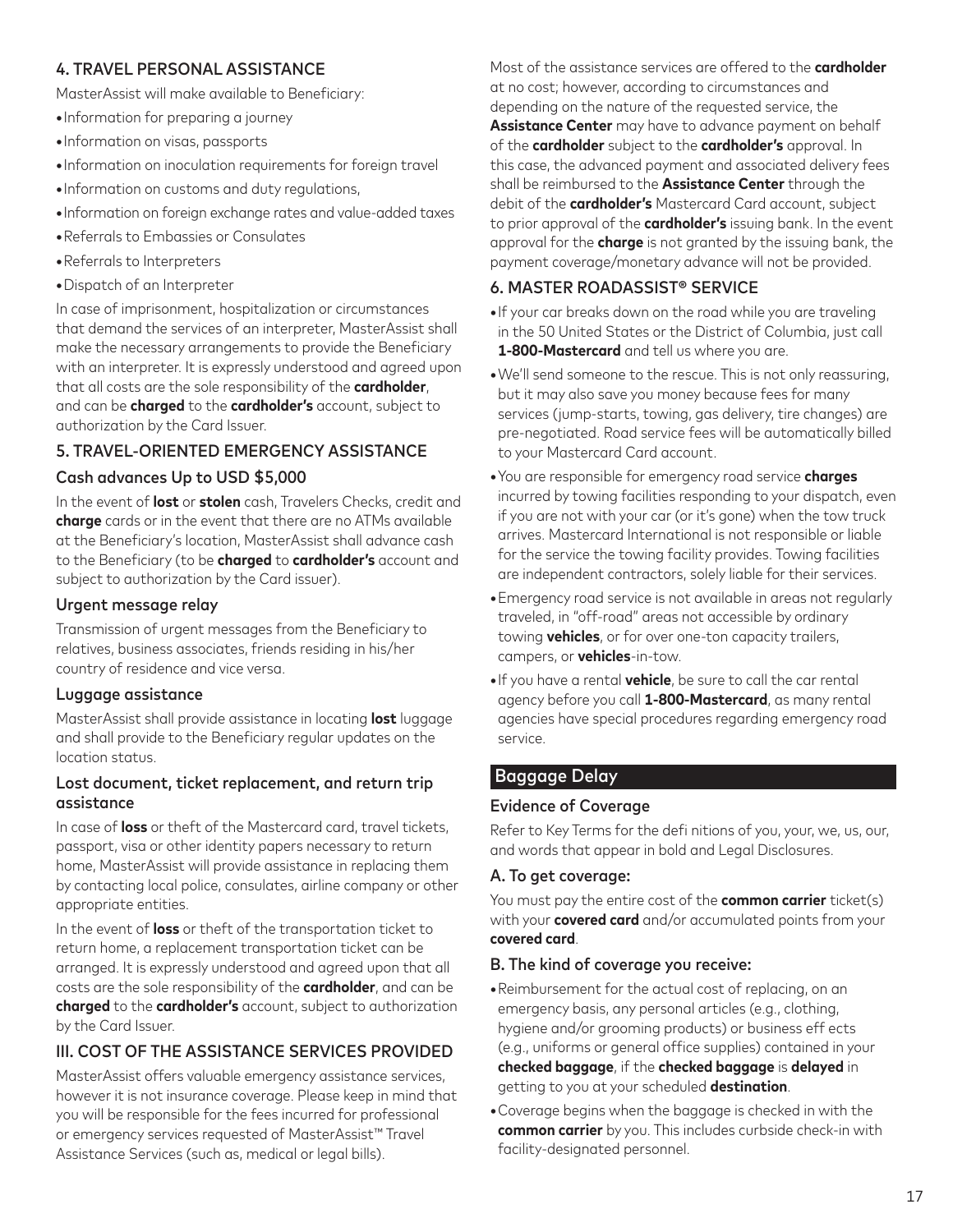### 4. TRAVEL PERSONAL ASSISTANCE

MasterAssist will make available to Beneficiary:

- Information for preparing a journey
- Information on visas, passports
- Information on inoculation requirements for foreign travel
- Information on customs and duty regulations,
- Information on foreign exchange rates and value-added taxes
- Referrals to Embassies or Consulates
- Referrals to Interpreters
- Dispatch of an Interpreter

In case of imprisonment, hospitalization or circumstances that demand the services of an interpreter, MasterAssist shall make the necessary arrangements to provide the Beneficiary with an interpreter. It is expressly understood and agreed upon that all costs are the sole responsibility of the **cardholder**, and can be **charged** to the **cardholder's** account, subject to authorization by the Card Issuer.

### 5. TRAVEL-ORIENTED EMERGENCY ASSISTANCE

#### Cash advances Up to USD $5,000

In the event of **lost** or **stolen** cash, Travelers Checks, credit and **charge** cards or in the event that there are no ATMs available at the Beneficiary's location, MasterAssist shall advance cash to the Beneficiary (to be **charged** to **cardholder's** account and subject to authorization by the Card issuer).

#### Urgent message relay

Transmission of urgent messages from the Beneficiary to relatives, business associates, friends residing in his/her country of residence and vice versa.

#### Luggage assistance

MasterAssist shall provide assistance in locating **lost** luggage and shall provide to the Beneficiary regular updates on the location status.

#### Lost document, ticket replacement, and return trip assistance

In case of **loss** or theft of the Mastercard card, travel tickets, passport, visa or other identity papers necessary to return home, MasterAssist will provide assistance in replacing them by contacting local police, consulates, airline company or other appropriate entities.

In the event of **loss** or theft of the transportation ticket to return home, a replacement transportation ticket can be arranged. It is expressly understood and agreed upon that all costs are the sole responsibility of the **cardholder**, and can be **charged** to the **cardholder's** account, subject to authorization by the Card Issuer.

### III. COST OF THE ASSISTANCE SERVICES PROVIDED

MasterAssist offers valuable emergency assistance services, however it is not insurance coverage. Please keep in mind that you will be responsible for the fees incurred for professional or emergency services requested of MasterAssist™ Travel Assistance Services (such as, medical or legal bills).

Most of the assistance services are offered to the **cardholder** at no cost; however, according to circumstances and depending on the nature of the requested service, the **Assistance Center** may have to advance payment on behalf of the **cardholder** subject to the **cardholder's** approval. In this case, the advanced payment and associated delivery fees shall be reimbursed to the **Assistance Center** through the debit of the **cardholder's** Mastercard Card account, subject to prior approval of the **cardholder's** issuing bank. In the event approval for the **charge** is not granted by the issuing bank, the payment coverage/monetary advance will not be provided.

### 6. MASTER ROADASSIST® SERVICE

- If your car breaks down on the road while you are traveling in the 50 United States or the District of Columbia, just call **1-800-Mastercard** and tell us where you are.
- We'll send someone to the rescue. This is not only reassuring, but it may also save you money because fees for many services (jump-starts, towing, gas delivery, tire changes) are pre-negotiated. Road service fees will be automatically billed to your Mastercard Card account.
- You are responsible for emergency road service **charges** incurred by towing facilities responding to your dispatch, even if you are not with your car (or it's gone) when the tow truck arrives. Mastercard International is not responsible or liable for the service the towing facility provides. Towing facilities are independent contractors, solely liable for their services.
- Emergency road service is not available in areas not regularly traveled, in "off-road" areas not accessible by ordinary towing **vehicles**, or for over one-ton capacity trailers, campers, or **vehicles**-in-tow.
- If you have a rental **vehicle**, be sure to call the car rental agency before you call **1-800-Mastercard**, as many rental agencies have special procedures regarding emergency road service.

## Baggage Delay

### Evidence of Coverage

Refer to Key Terms for the defi nitions of you, your, we, us, our, and words that appear in bold and Legal Disclosures.

### A. To get coverage:

You must pay the entire cost of the **common carrier** ticket(s) with your **covered card** and/or accumulated points from your **covered card**.

### B. The kind of coverage you receive:

- Reimbursement for the actual cost of replacing, on an emergency basis, any personal articles (e.g., clothing, hygiene and/or grooming products) or business eff ects (e.g., uniforms or general office supplies) contained in your **checked baggage**, if the **checked baggage** is **delayed** in getting to you at your scheduled **destination**.
- Coverage begins when the baggage is checked in with the **common carrier** by you. This includes curbside check-in with facility-designated personnel.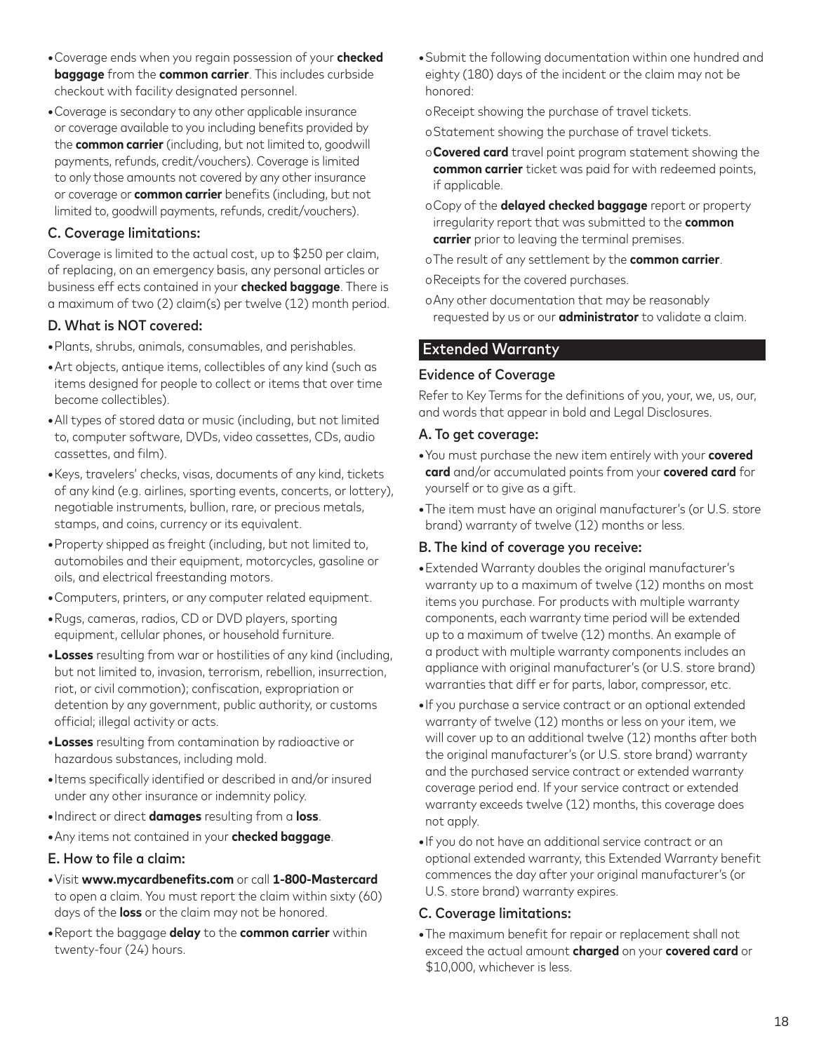- Coverage ends when you regain possession of your **checked baggage** from the **common carrier**. This includes curbside checkout with facility designated personnel.
- Coverage is secondary to any other applicable insurance or coverage available to you including benefits provided by the **common carrier** (including, but not limited to, goodwill payments, refunds, credit/vouchers). Coverage is limited to only those amounts not covered by any other insurance or coverage or **common carrier** benefits (including, but not limited to, goodwill payments, refunds, credit/vouchers).

### C. Coverage limitations:

Coverage is limited to the actual cost, up to $250 per claim, of replacing, on an emergency basis, any personal articles or business eff ects contained in your **checked baggage**. There is a maximum of two (2) claim(s) per twelve (12) month period.

### D. What is NOT covered:

- Plants, shrubs, animals, consumables, and perishables.
- Art objects, antique items, collectibles of any kind (such as items designed for people to collect or items that over time become collectibles).
- All types of stored data or music (including, but not limited to, computer software, DVDs, video cassettes, CDs, audio cassettes, and film).
- Keys, travelers' checks, visas, documents of any kind, tickets of any kind (e.g. airlines, sporting events, concerts, or lottery), negotiable instruments, bullion, rare, or precious metals, stamps, and coins, currency or its equivalent.
- Property shipped as freight (including, but not limited to, automobiles and their equipment, motorcycles, gasoline or oils, and electrical freestanding motors.
- Computers, printers, or any computer related equipment.
- Rugs, cameras, radios, CD or DVD players, sporting equipment, cellular phones, or household furniture.
- **Losses** resulting from war or hostilities of any kind (including, but not limited to, invasion, terrorism, rebellion, insurrection, riot, or civil commotion); confiscation, expropriation or detention by any government, public authority, or customs official; illegal activity or acts.
- **Losses** resulting from contamination by radioactive or hazardous substances, including mold.
- Items specifically identified or described in and/or insured under any other insurance or indemnity policy.
- Indirect or direct **damages** resulting from a **loss**.
- Any items not contained in your **checked baggage**.

### E. How to file a claim:

- Visit **www.mycardbenefits.com** or call **1-800-Mastercard** to open a claim. You must report the claim within sixty (60) days of the **loss** or the claim may not be honored.
- Report the baggage **delay** to the **common carrier** within twenty-four (24) hours.
- Submit the following documentation within one hundred and eighty (180) days of the incident or the claim may not be honored:
  - Receipt showing the purchase of travel tickets.
  - Statement showing the purchase of travel tickets.
  - **Covered card** travel point program statement showing the **common carrier** ticket was paid for with redeemed points, if applicable.
  - Copy of the **delayed checked baggage** report or property irregularity report that was submitted to the **common carrier** prior to leaving the terminal premises.
  - The result of any settlement by the **common carrier**.
  - Receipts for the covered purchases.
  - Any other documentation that may be reasonably requested by us or our **administrator** to validate a claim.

## Extended Warranty

### Evidence of Coverage

Refer to Key Terms for the definitions of you, your, we, us, our, and words that appear in bold and Legal Disclosures.

### A. To get coverage:

- You must purchase the new item entirely with your **covered card** and/or accumulated points from your **covered card** for yourself or to give as a gift.
- The item must have an original manufacturer's (or U.S. store brand) warranty of twelve (12) months or less.

### B. The kind of coverage you receive:

- Extended Warranty doubles the original manufacturer's warranty up to a maximum of twelve (12) months on most items you purchase. For products with multiple warranty components, each warranty time period will be extended up to a maximum of twelve (12) months. An example of a product with multiple warranty components includes an appliance with original manufacturer's (or U.S. store brand) warranties that diff er for parts, labor, compressor, etc.
- If you purchase a service contract or an optional extended warranty of twelve (12) months or less on your item, we will cover up to an additional twelve (12) months after both the original manufacturer's (or U.S. store brand) warranty and the purchased service contract or extended warranty coverage period end. If your service contract or extended warranty exceeds twelve (12) months, this coverage does not apply.
- If you do not have an additional service contract or an optional extended warranty, this Extended Warranty benefit commences the day after your original manufacturer's (or U.S. store brand) warranty expires.

### C. Coverage limitations:

- The maximum benefit for repair or replacement shall not exceed the actual amount **charged** on your **covered card** or $10,000, whichever is less.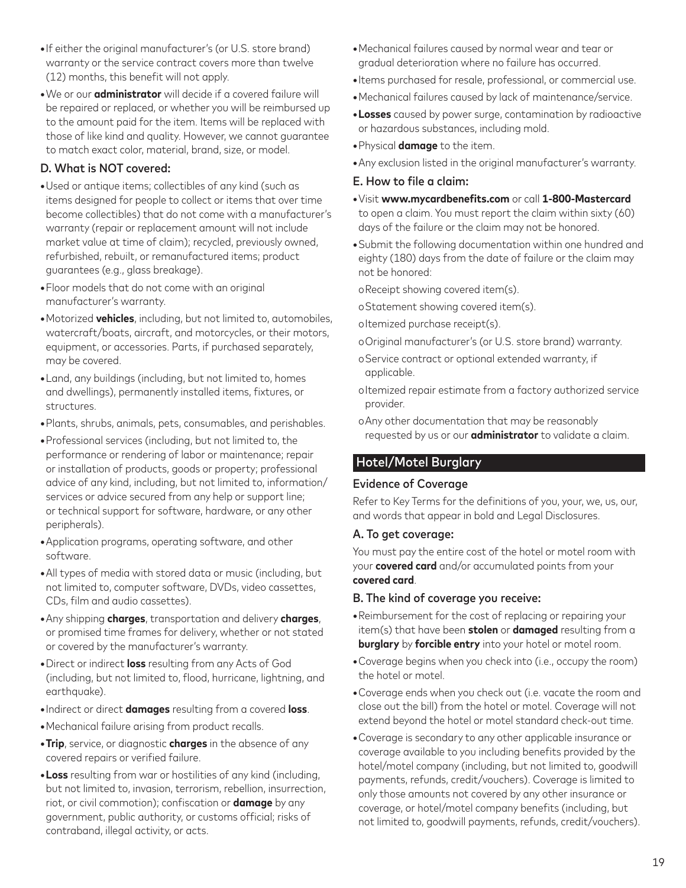- If either the original manufacturer's (or U.S. store brand) warranty or the service contract covers more than twelve (12) months, this benefit will not apply.
- We or our **administrator** will decide if a covered failure will be repaired or replaced, or whether you will be reimbursed up to the amount paid for the item. Items will be replaced with those of like kind and quality. However, we cannot guarantee to match exact color, material, brand, size, or model.

### D. What is NOT covered:

- Used or antique items; collectibles of any kind (such as items designed for people to collect or items that over time become collectibles) that do not come with a manufacturer's warranty (repair or replacement amount will not include market value at time of claim); recycled, previously owned, refurbished, rebuilt, or remanufactured items; product guarantees (e.g., glass breakage).
- Floor models that do not come with an original manufacturer's warranty.
- Motorized **vehicles**, including, but not limited to, automobiles, watercraft/boats, aircraft, and motorcycles, or their motors, equipment, or accessories. Parts, if purchased separately, may be covered.
- Land, any buildings (including, but not limited to, homes and dwellings), permanently installed items, fixtures, or structures.
- Plants, shrubs, animals, pets, consumables, and perishables.
- Professional services (including, but not limited to, the performance or rendering of labor or maintenance; repair or installation of products, goods or property; professional advice of any kind, including, but not limited to, information/services or advice secured from any help or support line; or technical support for software, hardware, or any other peripherals).
- Application programs, operating software, and other software.
- All types of media with stored data or music (including, but not limited to, computer software, DVDs, video cassettes, CDs, film and audio cassettes).
- Any shipping **charges**, transportation and delivery **charges**, or promised time frames for delivery, whether or not stated or covered by the manufacturer's warranty.
- Direct or indirect **loss** resulting from any Acts of God (including, but not limited to, flood, hurricane, lightning, and earthquake).
- Indirect or direct **damages** resulting from a covered **loss**.
- Mechanical failure arising from product recalls.
- **Trip**, service, or diagnostic **charges** in the absence of any covered repairs or verified failure.
- **Loss** resulting from war or hostilities of any kind (including, but not limited to, invasion, terrorism, rebellion, insurrection, riot, or civil commotion); confiscation or **damage** by any government, public authority, or customs official; risks of contraband, illegal activity, or acts.
- Mechanical failures caused by normal wear and tear or gradual deterioration where no failure has occurred.
- Items purchased for resale, professional, or commercial use.
- Mechanical failures caused by lack of maintenance/service.
- **Losses** caused by power surge, contamination by radioactive or hazardous substances, including mold.
- Physical **damage** to the item.
- Any exclusion listed in the original manufacturer's warranty.

### E. How to file a claim:

- Visit **www.mycardbenefits.com** or call **1-800-Mastercard** to open a claim. You must report the claim within sixty (60) days of the failure or the claim may not be honored.
- Submit the following documentation within one hundred and eighty (180) days from the date of failure or the claim may not be honored:
  - Receipt showing covered item(s).
  - Statement showing covered item(s).
  - Itemized purchase receipt(s).
  - Original manufacturer's (or U.S. store brand) warranty.
  - Service contract or optional extended warranty, if applicable.
  - Itemized repair estimate from a factory authorized service provider.
  - Any other documentation that may be reasonably requested by us or our **administrator** to validate a claim.

## Hotel/Motel Burglary

### Evidence of Coverage

Refer to Key Terms for the definitions of you, your, we, us, our, and words that appear in bold and Legal Disclosures.

### A. To get coverage:

You must pay the entire cost of the hotel or motel room with your **covered card** and/or accumulated points from your **covered card**.

### B. The kind of coverage you receive:

- Reimbursement for the cost of replacing or repairing your item(s) that have been **stolen** or **damaged** resulting from a **burglary** by **forcible entry** into your hotel or motel room.
- Coverage begins when you check into (i.e., occupy the room) the hotel or motel.
- Coverage ends when you check out (i.e. vacate the room and close out the bill) from the hotel or motel. Coverage will not extend beyond the hotel or motel standard check-out time.
- Coverage is secondary to any other applicable insurance or coverage available to you including benefits provided by the hotel/motel company (including, but not limited to, goodwill payments, refunds, credit/vouchers). Coverage is limited to only those amounts not covered by any other insurance or coverage, or hotel/motel company benefits (including, but not limited to, goodwill payments, refunds, credit/vouchers).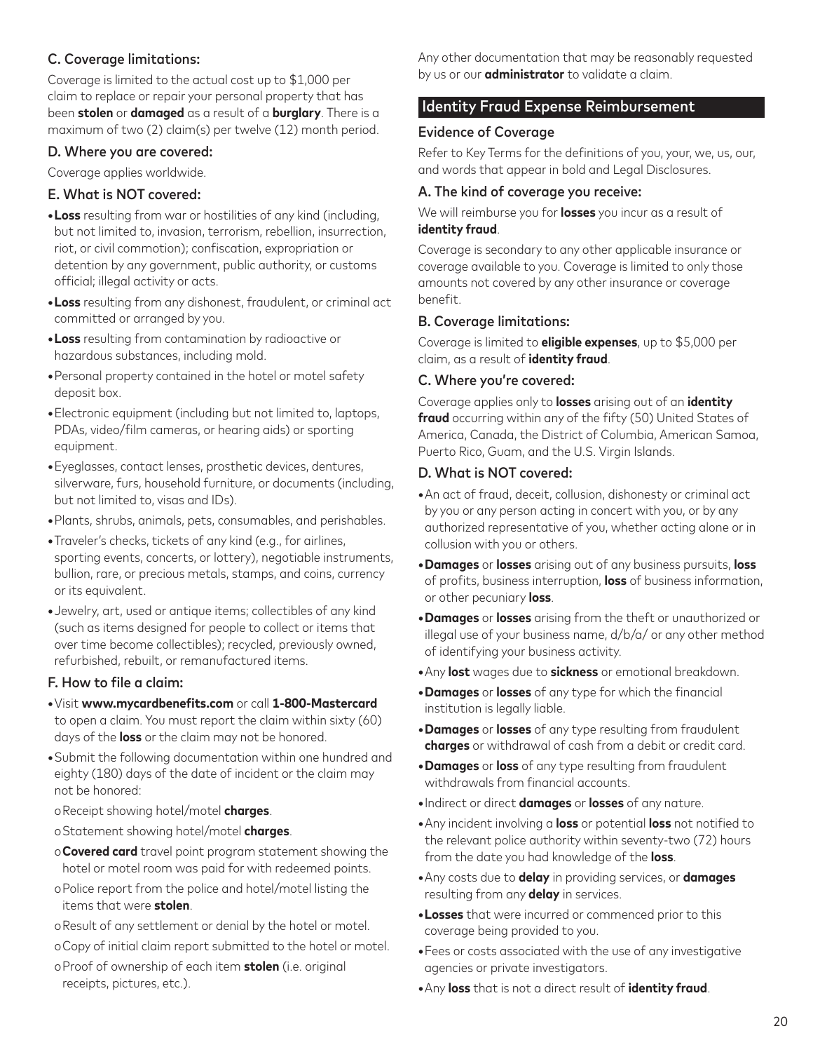### C. Coverage limitations:

Coverage is limited to the actual cost up to $1,000 per claim to replace or repair your personal property that has been **stolen** or **damaged** as a result of a **burglary**. There is a maximum of two (2) claim(s) per twelve (12) month period.

### D. Where you are covered:

Coverage applies worldwide.

### E. What is NOT covered:

- **Loss** resulting from war or hostilities of any kind (including, but not limited to, invasion, terrorism, rebellion, insurrection, riot, or civil commotion); confiscation, expropriation or detention by any government, public authority, or customs official; illegal activity or acts.
- **Loss** resulting from any dishonest, fraudulent, or criminal act committed or arranged by you.
- **Loss** resulting from contamination by radioactive or hazardous substances, including mold.
- Personal property contained in the hotel or motel safety deposit box.
- Electronic equipment (including but not limited to, laptops, PDAs, video/film cameras, or hearing aids) or sporting equipment.
- Eyeglasses, contact lenses, prosthetic devices, dentures, silverware, furs, household furniture, or documents (including, but not limited to, visas and IDs).
- Plants, shrubs, animals, pets, consumables, and perishables.
- Traveler's checks, tickets of any kind (e.g., for airlines, sporting events, concerts, or lottery), negotiable instruments, bullion, rare, or precious metals, stamps, and coins, currency or its equivalent.
- Jewelry, art, used or antique items; collectibles of any kind (such as items designed for people to collect or items that over time become collectibles); recycled, previously owned, refurbished, rebuilt, or remanufactured items.

### F. How to file a claim:

- Visit **www.mycardbenefits.com** or call **1-800-Mastercard** to open a claim. You must report the claim within sixty (60) days of the **loss** or the claim may not be honored.
- Submit the following documentation within one hundred and eighty (180) days of the date of incident or the claim may not be honored:
  - Receipt showing hotel/motel **charges**.
  - Statement showing hotel/motel **charges**.
  - **Covered card** travel point program statement showing the hotel or motel room was paid for with redeemed points.
  - Police report from the police and hotel/motel listing the items that were **stolen**.
  - Result of any settlement or denial by the hotel or motel.
  - Copy of initial claim report submitted to the hotel or motel.
  - Proof of ownership of each item **stolen** (i.e. original receipts, pictures, etc.).

Any other documentation that may be reasonably requested by us or our **administrator** to validate a claim.

## Identity Fraud Expense Reimbursement

### Evidence of Coverage

Refer to Key Terms for the definitions of you, your, we, us, our, and words that appear in bold and Legal Disclosures.

### A. The kind of coverage you receive:

We will reimburse you for **losses** you incur as a result of **identity fraud**.

Coverage is secondary to any other applicable insurance or coverage available to you. Coverage is limited to only those amounts not covered by any other insurance or coverage benefit.

### B. Coverage limitations:

Coverage is limited to **eligible expenses**, up to $5,000 per claim, as a result of **identity fraud**.

### C. Where you're covered:

Coverage applies only to **losses** arising out of an **identity fraud** occurring within any of the fifty (50) United States of America, Canada, the District of Columbia, American Samoa, Puerto Rico, Guam, and the U.S. Virgin Islands.

### D. What is NOT covered:

- An act of fraud, deceit, collusion, dishonesty or criminal act by you or any person acting in concert with you, or by any authorized representative of you, whether acting alone or in collusion with you or others.
- **Damages** or **losses** arising out of any business pursuits, **loss** of profits, business interruption, **loss** of business information, or other pecuniary **loss**.
- **Damages** or **losses** arising from the theft or unauthorized or illegal use of your business name, d/b/a/ or any other method of identifying your business activity.
- Any **lost** wages due to **sickness** or emotional breakdown.
- **Damages** or **losses** of any type for which the financial institution is legally liable.
- **Damages** or **losses** of any type resulting from fraudulent **charges** or withdrawal of cash from a debit or credit card.
- **Damages** or **loss** of any type resulting from fraudulent withdrawals from financial accounts.
- Indirect or direct **damages** or **losses** of any nature.
- Any incident involving a **loss** or potential **loss** not notified to the relevant police authority within seventy-two (72) hours from the date you had knowledge of the **loss**.
- Any costs due to **delay** in providing services, or **damages** resulting from any **delay** in services.
- **Losses** that were incurred or commenced prior to this coverage being provided to you.
- Fees or costs associated with the use of any investigative agencies or private investigators.
- Any **loss** that is not a direct result of **identity fraud**.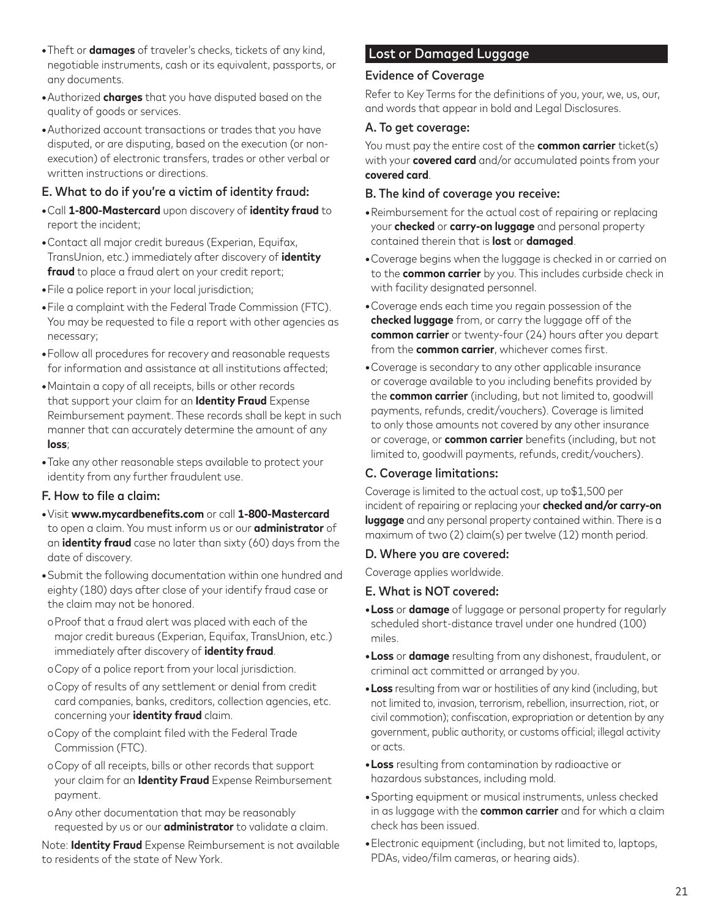- Theft or **damages** of traveler's checks, tickets of any kind, negotiable instruments, cash or its equivalent, passports, or any documents.
- Authorized **charges** that you have disputed based on the quality of goods or services.
- Authorized account transactions or trades that you have disputed, or are disputing, based on the execution (or non-execution) of electronic transfers, trades or other verbal or written instructions or directions.

### E. What to do if you're a victim of identity fraud:

- Call **1-800-Mastercard** upon discovery of **identity fraud** to report the incident;
- Contact all major credit bureaus (Experian, Equifax, TransUnion, etc.) immediately after discovery of **identity fraud** to place a fraud alert on your credit report;
- File a police report in your local jurisdiction;
- File a complaint with the Federal Trade Commission (FTC). You may be requested to file a report with other agencies as necessary;
- Follow all procedures for recovery and reasonable requests for information and assistance at all institutions affected;
- Maintain a copy of all receipts, bills or other records that support your claim for an **Identity Fraud** Expense Reimbursement payment. These records shall be kept in such manner that can accurately determine the amount of any **loss**;
- Take any other reasonable steps available to protect your identity from any further fraudulent use.

### F. How to file a claim:

- Visit **www.mycardbenefits.com** or call **1-800-Mastercard** to open a claim. You must inform us or our **administrator** of an **identity fraud** case no later than sixty (60) days from the date of discovery.
- Submit the following documentation within one hundred and eighty (180) days after close of your identify fraud case or the claim may not be honored.
  - Proof that a fraud alert was placed with each of the major credit bureaus (Experian, Equifax, TransUnion, etc.) immediately after discovery of **identity fraud**.
  - Copy of a police report from your local jurisdiction.
  - Copy of results of any settlement or denial from credit card companies, banks, creditors, collection agencies, etc. concerning your **identity fraud** claim.
  - Copy of the complaint filed with the Federal Trade Commission (FTC).
  - Copy of all receipts, bills or other records that support your claim for an **Identity Fraud** Expense Reimbursement payment.
  - Any other documentation that may be reasonably requested by us or our **administrator** to validate a claim.

Note: **Identity Fraud** Expense Reimbursement is not available to residents of the state of New York.

## Lost or Damaged Luggage

### Evidence of Coverage

Refer to Key Terms for the definitions of you, your, we, us, our, and words that appear in bold and Legal Disclosures.

### A. To get coverage:

You must pay the entire cost of the **common carrier** ticket(s) with your **covered card** and/or accumulated points from your **covered card**.

### B. The kind of coverage you receive:

- Reimbursement for the actual cost of repairing or replacing your **checked** or **carry-on luggage** and personal property contained therein that is **lost** or **damaged**.
- Coverage begins when the luggage is checked in or carried on to the **common carrier** by you. This includes curbside check in with facility designated personnel.
- Coverage ends each time you regain possession of the **checked luggage** from, or carry the luggage off of the **common carrier** or twenty-four (24) hours after you depart from the **common carrier**, whichever comes first.
- Coverage is secondary to any other applicable insurance or coverage available to you including benefits provided by the **common carrier** (including, but not limited to, goodwill payments, refunds, credit/vouchers). Coverage is limited to only those amounts not covered by any other insurance or coverage, or **common carrier** benefits (including, but not limited to, goodwill payments, refunds, credit/vouchers).

### C. Coverage limitations:

Coverage is limited to the actual cost, up to$1,500 per incident of repairing or replacing your **checked and/or carry-on luggage** and any personal property contained within. There is a maximum of two (2) claim(s) per twelve (12) month period.

### D. Where you are covered:

Coverage applies worldwide.

### E. What is NOT covered:

- **Loss** or **damage** of luggage or personal property for regularly scheduled short-distance travel under one hundred (100) miles.
- **Loss** or **damage** resulting from any dishonest, fraudulent, or criminal act committed or arranged by you.
- **Loss** resulting from war or hostilities of any kind (including, but not limited to, invasion, terrorism, rebellion, insurrection, riot, or civil commotion); confiscation, expropriation or detention by any government, public authority, or customs official; illegal activity or acts.
- **Loss** resulting from contamination by radioactive or hazardous substances, including mold.
- Sporting equipment or musical instruments, unless checked in as luggage with the **common carrier** and for which a claim check has been issued.
- Electronic equipment (including, but not limited to, laptops, PDAs, video/film cameras, or hearing aids).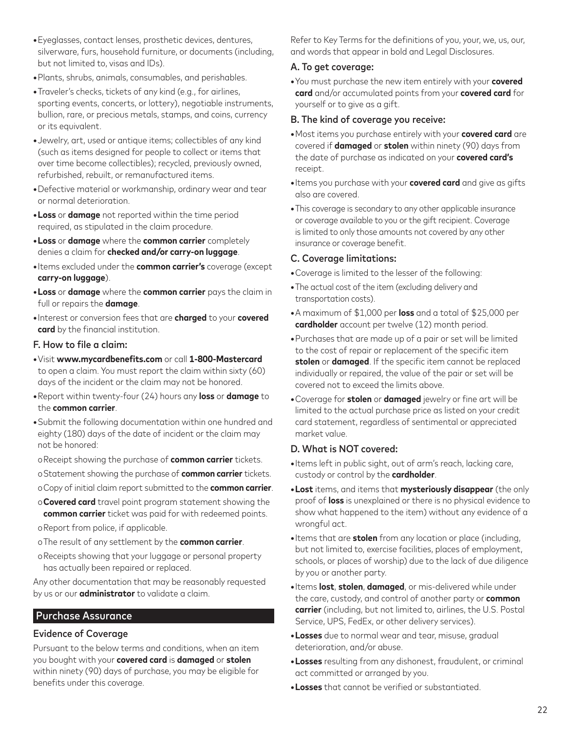- Eyeglasses, contact lenses, prosthetic devices, dentures, silverware, furs, household furniture, or documents (including, but not limited to, visas and IDs).
- Plants, shrubs, animals, consumables, and perishables.
- Traveler's checks, tickets of any kind (e.g., for airlines, sporting events, concerts, or lottery), negotiable instruments, bullion, rare, or precious metals, stamps, and coins, currency or its equivalent.
- Jewelry, art, used or antique items; collectibles of any kind (such as items designed for people to collect or items that over time become collectibles); recycled, previously owned, refurbished, rebuilt, or remanufactured items.
- Defective material or workmanship, ordinary wear and tear or normal deterioration.
- **Loss** or **damage** not reported within the time period required, as stipulated in the claim procedure.
- **Loss** or **damage** where the **common carrier** completely denies a claim for **checked and/or carry-on luggage**.
- Items excluded under the **common carrier's** coverage (except **carry-on luggage**).
- **Loss** or **damage** where the **common carrier** pays the claim in full or repairs the **damage**.
- Interest or conversion fees that are **charged** to your **covered card** by the financial institution.

### F. How to file a claim:

- Visit **www.mycardbenefits.com** or call **1-800-Mastercard** to open a claim. You must report the claim within sixty (60) days of the incident or the claim may not be honored.
- Report within twenty-four (24) hours any **loss** or **damage** to the **common carrier**.
- Submit the following documentation within one hundred and eighty (180) days of the date of incident or the claim may not be honored:
  - Receipt showing the purchase of **common carrier** tickets.
  - Statement showing the purchase of **common carrier** tickets.
  - Copy of initial claim report submitted to the **common carrier**.
  - **Covered card** travel point program statement showing the **common carrier** ticket was paid for with redeemed points.
  - Report from police, if applicable.
  - The result of any settlement by the **common carrier**.
  - Receipts showing that your luggage or personal property has actually been repaired or replaced.

Any other documentation that may be reasonably requested by us or our **administrator** to validate a claim.

## Purchase Assurance

### Evidence of Coverage

Pursuant to the below terms and conditions, when an item you bought with your **covered card** is **damaged** or **stolen** within ninety (90) days of purchase, you may be eligible for benefits under this coverage.

Refer to Key Terms for the definitions of you, your, we, us, our, and words that appear in bold and Legal Disclosures.

### A. To get coverage:

- You must purchase the new item entirely with your **covered card** and/or accumulated points from your **covered card** for yourself or to give as a gift.

### B. The kind of coverage you receive:

- Most items you purchase entirely with your **covered card** are covered if **damaged** or **stolen** within ninety (90) days from the date of purchase as indicated on your **covered card's** receipt.
- Items you purchase with your **covered card** and give as gifts also are covered.
- This coverage is secondary to any other applicable insurance or coverage available to you or the gift recipient. Coverage is limited to only those amounts not covered by any other insurance or coverage benefit.

### C. Coverage limitations:

- Coverage is limited to the lesser of the following:
- The actual cost of the item (excluding delivery and transportation costs).
- A maximum of $1,000 per **loss** and a total of $25,000 per **cardholder** account per twelve (12) month period.
- Purchases that are made up of a pair or set will be limited to the cost of repair or replacement of the specific item **stolen** or **damaged**. If the specific item cannot be replaced individually or repaired, the value of the pair or set will be covered not to exceed the limits above.
- Coverage for **stolen** or **damaged** jewelry or fine art will be limited to the actual purchase price as listed on your credit card statement, regardless of sentimental or appreciated market value.

### D. What is NOT covered:

- Items left in public sight, out of arm's reach, lacking care, custody or control by the **cardholder**.
- **Lost** items, and items that **mysteriously disappear** (the only proof of **loss** is unexplained or there is no physical evidence to show what happened to the item) without any evidence of a wrongful act.
- Items that are **stolen** from any location or place (including, but not limited to, exercise facilities, places of employment, schools, or places of worship) due to the lack of due diligence by you or another party.
- Items **lost**, **stolen**, **damaged**, or mis-delivered while under the care, custody, and control of another party or **common carrier** (including, but not limited to, airlines, the U.S. Postal Service, UPS, FedEx, or other delivery services).
- **Losses** due to normal wear and tear, misuse, gradual deterioration, and/or abuse.
- **Losses** resulting from any dishonest, fraudulent, or criminal act committed or arranged by you.
- **Losses** that cannot be verified or substantiated.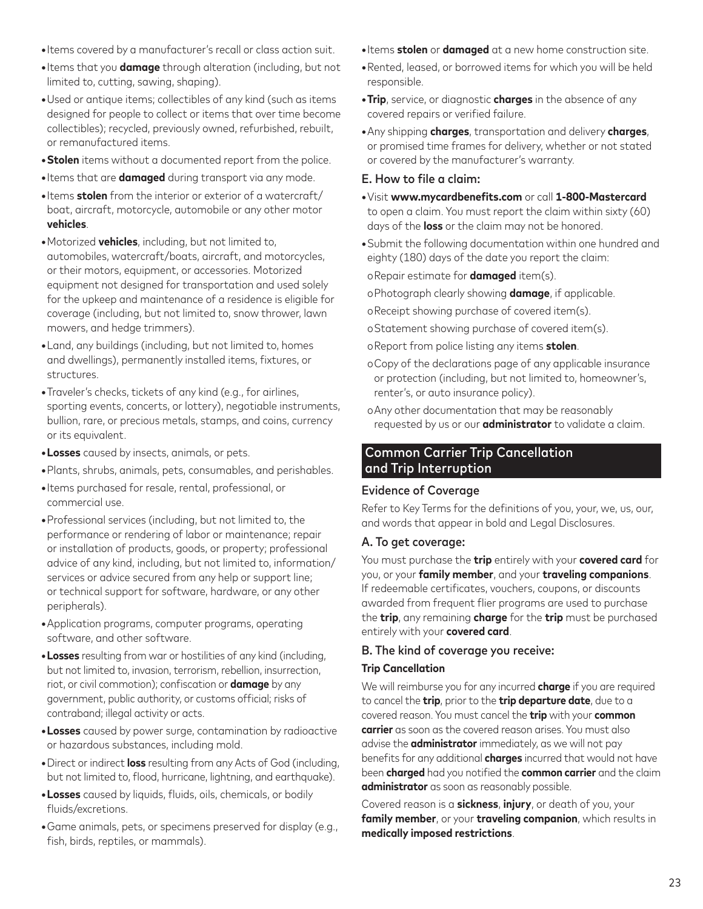- Items covered by a manufacturer's recall or class action suit.
- Items that you **damage** through alteration (including, but not limited to, cutting, sawing, shaping).
- Used or antique items; collectibles of any kind (such as items designed for people to collect or items that over time become collectibles); recycled, previously owned, refurbished, rebuilt, or remanufactured items.
- **Stolen** items without a documented report from the police.
- Items that are **damaged** during transport via any mode.
- Items **stolen** from the interior or exterior of a watercraft/boat, aircraft, motorcycle, automobile or any other motor **vehicles**.
- Motorized **vehicles**, including, but not limited to, automobiles, watercraft/boats, aircraft, and motorcycles, or their motors, equipment, or accessories. Motorized equipment not designed for transportation and used solely for the upkeep and maintenance of a residence is eligible for coverage (including, but not limited to, snow thrower, lawn mowers, and hedge trimmers).
- Land, any buildings (including, but not limited to, homes and dwellings), permanently installed items, fixtures, or structures.
- Traveler's checks, tickets of any kind (e.g., for airlines, sporting events, concerts, or lottery), negotiable instruments, bullion, rare, or precious metals, stamps, and coins, currency or its equivalent.
- **Losses** caused by insects, animals, or pets.
- Plants, shrubs, animals, pets, consumables, and perishables.
- Items purchased for resale, rental, professional, or commercial use.
- Professional services (including, but not limited to, the performance or rendering of labor or maintenance; repair or installation of products, goods, or property; professional advice of any kind, including, but not limited to, information/services or advice secured from any help or support line; or technical support for software, hardware, or any other peripherals).
- Application programs, computer programs, operating software, and other software.
- **Losses** resulting from war or hostilities of any kind (including, but not limited to, invasion, terrorism, rebellion, insurrection, riot, or civil commotion); confiscation or **damage** by any government, public authority, or customs official; risks of contraband; illegal activity or acts.
- **Losses** caused by power surge, contamination by radioactive or hazardous substances, including mold.
- Direct or indirect **loss** resulting from any Acts of God (including, but not limited to, flood, hurricane, lightning, and earthquake).
- **Losses** caused by liquids, fluids, oils, chemicals, or bodily fluids/excretions.
- Game animals, pets, or specimens preserved for display (e.g., fish, birds, reptiles, or mammals).
- Items **stolen** or **damaged** at a new home construction site.
- Rented, leased, or borrowed items for which you will be held responsible.
- **Trip**, service, or diagnostic **charges** in the absence of any covered repairs or verified failure.
- Any shipping **charges**, transportation and delivery **charges**, or promised time frames for delivery, whether or not stated or covered by the manufacturer's warranty.

### E. How to file a claim:

- Visit **www.mycardbenefits.com** or call **1-800-Mastercard** to open a claim. You must report the claim within sixty (60) days of the **loss** or the claim may not be honored.
- Submit the following documentation within one hundred and eighty (180) days of the date you report the claim:
  - Repair estimate for **damaged** item(s).
  - Photograph clearly showing **damage**, if applicable.
  - Receipt showing purchase of covered item(s).
  - Statement showing purchase of covered item(s).
  - Report from police listing any items **stolen**.
  - Copy of the declarations page of any applicable insurance or protection (including, but not limited to, homeowner's, renter's, or auto insurance policy).
  - Any other documentation that may be reasonably requested by us or our **administrator** to validate a claim.

## Common Carrier Trip Cancellation and Trip Interruption

### Evidence of Coverage

Refer to Key Terms for the definitions of you, your, we, us, our, and words that appear in bold and Legal Disclosures.

### A. To get coverage:

You must purchase the **trip** entirely with your **covered card** for you, or your **family member**, and your **traveling companions**. If redeemable certificates, vouchers, coupons, or discounts awarded from frequent flier programs are used to purchase the **trip**, any remaining **charge** for the **trip** must be purchased entirely with your **covered card**.

### B. The kind of coverage you receive:

**Trip Cancellation**

We will reimburse you for any incurred **charge** if you are required to cancel the **trip**, prior to the **trip departure date**, due to a covered reason. You must cancel the **trip** with your **common carrier** as soon as the covered reason arises. You must also advise the **administrator** immediately, as we will not pay benefits for any additional **charges** incurred that would not have been **charged** had you notified the **common carrier** and the claim **administrator** as soon as reasonably possible.

Covered reason is a **sickness**, **injury**, or death of you, your **family member**, or your **traveling companion**, which results in **medically imposed restrictions**.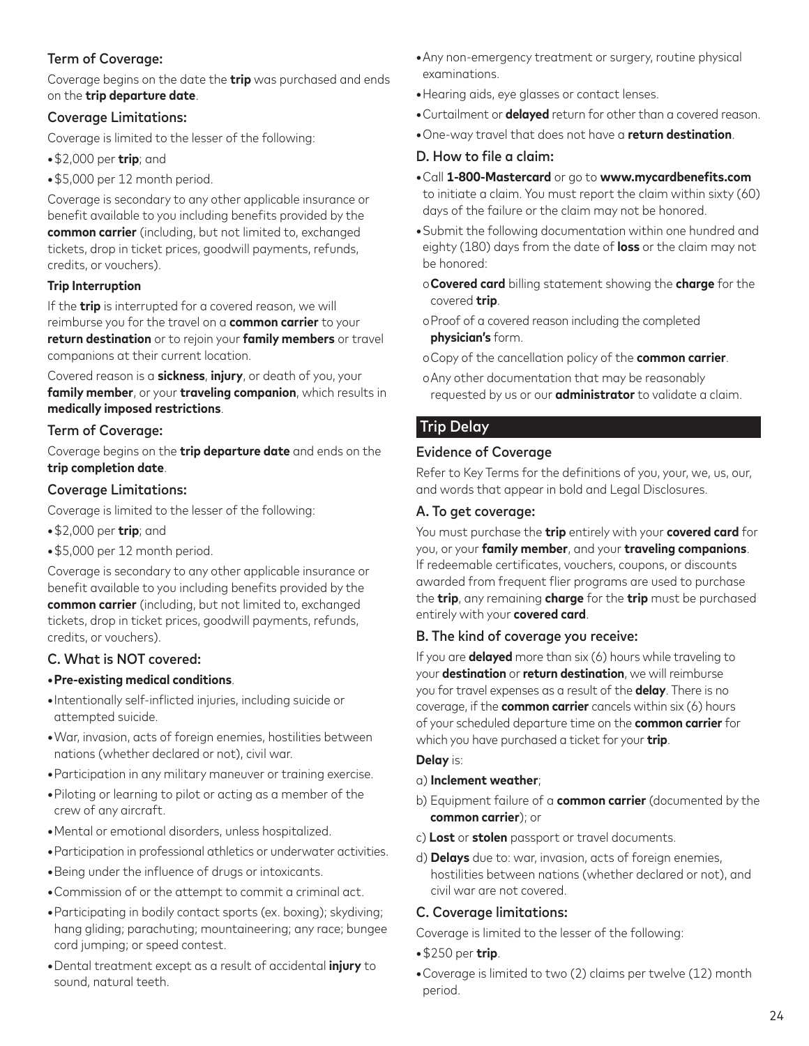### Term of Coverage:

Coverage begins on the date the **trip** was purchased and ends on the **trip departure date**.

### Coverage Limitations:

Coverage is limited to the lesser of the following:

- $2,000 per **trip**; and
- $5,000 per 12 month period.

Coverage is secondary to any other applicable insurance or benefit available to you including benefits provided by the **common carrier** (including, but not limited to, exchanged tickets, drop in ticket prices, goodwill payments, refunds, credits, or vouchers).

**Trip Interruption**

If the **trip** is interrupted for a covered reason, we will reimburse you for the travel on a **common carrier** to your **return destination** or to rejoin your **family members** or travel companions at their current location.

Covered reason is a **sickness**, **injury**, or death of you, your **family member**, or your **traveling companion**, which results in **medically imposed restrictions**.

### Term of Coverage:

Coverage begins on the **trip departure date** and ends on the **trip completion date**.

### Coverage Limitations:

Coverage is limited to the lesser of the following:

- $2,000 per **trip**; and
- $5,000 per 12 month period.

Coverage is secondary to any other applicable insurance or benefit available to you including benefits provided by the **common carrier** (including, but not limited to, exchanged tickets, drop in ticket prices, goodwill payments, refunds, credits, or vouchers).

### C. What is NOT covered:

- **Pre-existing medical conditions**.
- Intentionally self-inflicted injuries, including suicide or attempted suicide.
- War, invasion, acts of foreign enemies, hostilities between nations (whether declared or not), civil war.
- Participation in any military maneuver or training exercise.
- Piloting or learning to pilot or acting as a member of the crew of any aircraft.
- Mental or emotional disorders, unless hospitalized.
- Participation in professional athletics or underwater activities.
- Being under the influence of drugs or intoxicants.
- Commission of or the attempt to commit a criminal act.
- Participating in bodily contact sports (ex. boxing); skydiving; hang gliding; parachuting; mountaineering; any race; bungee cord jumping; or speed contest.
- Dental treatment except as a result of accidental **injury** to sound, natural teeth.
- Any non-emergency treatment or surgery, routine physical examinations.
- Hearing aids, eye glasses or contact lenses.
- Curtailment or **delayed** return for other than a covered reason.
- One-way travel that does not have a **return destination**.

### D. How to file a claim:

- Call **1-800-Mastercard** or go to **www.mycardbenefits.com** to initiate a claim. You must report the claim within sixty (60) days of the failure or the claim may not be honored.
- Submit the following documentation within one hundred and eighty (180) days from the date of **loss** or the claim may not be honored:
  - **Covered card** billing statement showing the **charge** for the covered **trip**.
  - Proof of a covered reason including the completed **physician's** form.
  - Copy of the cancellation policy of the **common carrier**.
  - Any other documentation that may be reasonably requested by us or our **administrator** to validate a claim.

## Trip Delay

### Evidence of Coverage

Refer to Key Terms for the definitions of you, your, we, us, our, and words that appear in bold and Legal Disclosures.

### A. To get coverage:

You must purchase the **trip** entirely with your **covered card** for you, or your **family member**, and your **traveling companions**. If redeemable certificates, vouchers, coupons, or discounts awarded from frequent flier programs are used to purchase the **trip**, any remaining **charge** for the **trip** must be purchased entirely with your **covered card**.

### B. The kind of coverage you receive:

If you are **delayed** more than six (6) hours while traveling to your **destination** or **return destination**, we will reimburse you for travel expenses as a result of the **delay**. There is no coverage, if the **common carrier** cancels within six (6) hours of your scheduled departure time on the **common carrier** for which you have purchased a ticket for your **trip**.

**Delay** is:

a) **Inclement weather**;

b) Equipment failure of a **common carrier** (documented by the **common carrier**); or

c) **Lost** or **stolen** passport or travel documents.

d) **Delays** due to: war, invasion, acts of foreign enemies, hostilities between nations (whether declared or not), and civil war are not covered.

### C. Coverage limitations:

Coverage is limited to the lesser of the following:

- $250 per **trip**.
- Coverage is limited to two (2) claims per twelve (12) month period.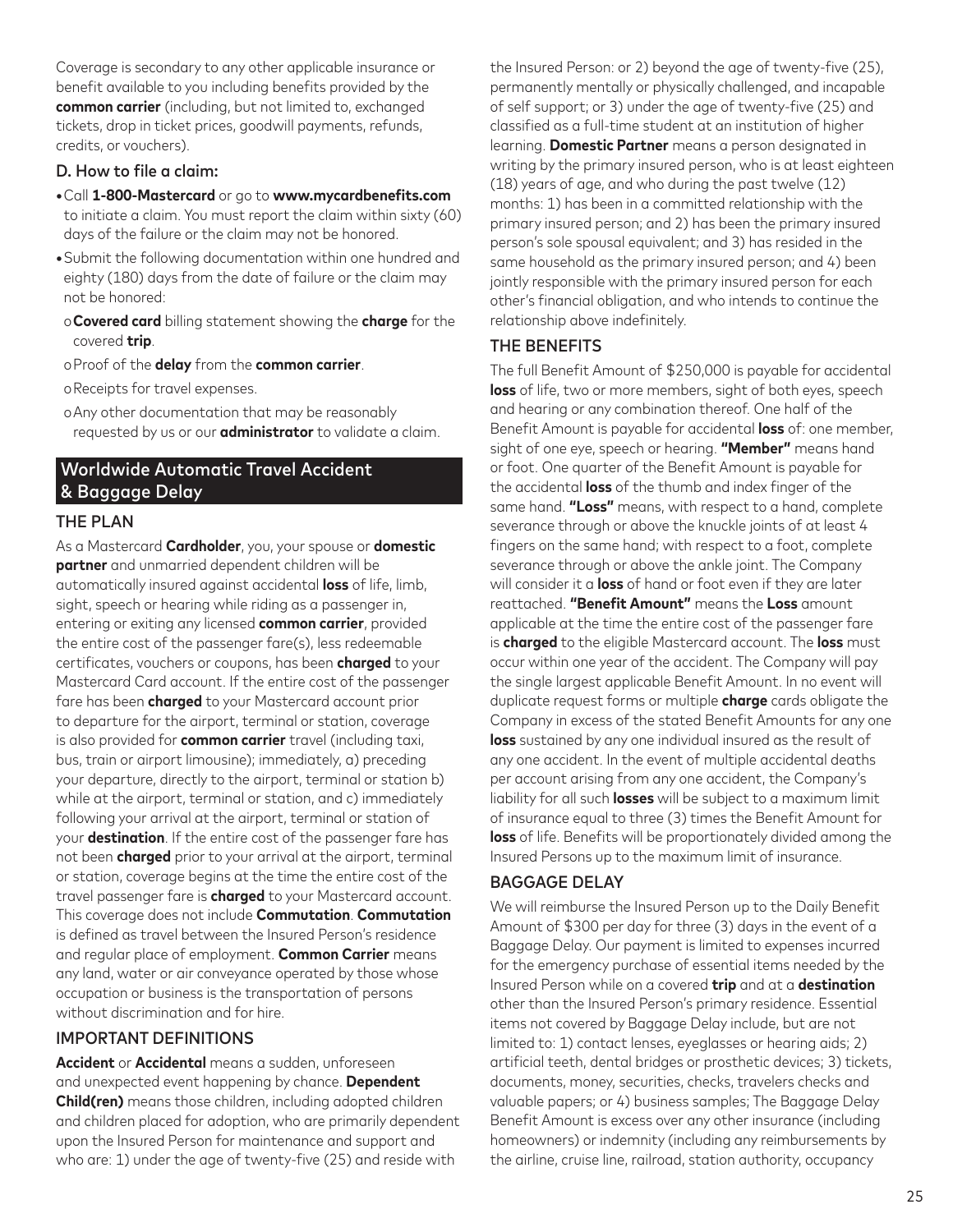Coverage is secondary to any other applicable insurance or benefit available to you including benefits provided by the **common carrier** (including, but not limited to, exchanged tickets, drop in ticket prices, goodwill payments, refunds, credits, or vouchers).

### D. How to file a claim:

- Call **1-800-Mastercard** or go to **www.mycardbenefits.com** to initiate a claim. You must report the claim within sixty (60) days of the failure or the claim may not be honored.
- Submit the following documentation within one hundred and eighty (180) days from the date of failure or the claim may not be honored:
  - **Covered card** billing statement showing the **charge** for the covered **trip**.
  - Proof of the **delay** from the **common carrier**.
  - Receipts for travel expenses.
  - Any other documentation that may be reasonably requested by us or our **administrator** to validate a claim.

## Worldwide Automatic Travel Accident & Baggage Delay

### THE PLAN

As a Mastercard **Cardholder**, you, your spouse or **domestic partner** and unmarried dependent children will be automatically insured against accidental **loss** of life, limb, sight, speech or hearing while riding as a passenger in, entering or exiting any licensed **common carrier**, provided the entire cost of the passenger fare(s), less redeemable certificates, vouchers or coupons, has been **charged** to your Mastercard Card account. If the entire cost of the passenger fare has been **charged** to your Mastercard account prior to departure for the airport, terminal or station, coverage is also provided for **common carrier** travel (including taxi, bus, train or airport limousine); immediately, a) preceding your departure, directly to the airport, terminal or station b) while at the airport, terminal or station, and c) immediately following your arrival at the airport, terminal or station of your **destination**. If the entire cost of the passenger fare has not been **charged** prior to your arrival at the airport, terminal or station, coverage begins at the time the entire cost of the travel passenger fare is **charged** to your Mastercard account. This coverage does not include **Commutation**. **Commutation** is defined as travel between the Insured Person's residence and regular place of employment. **Common Carrier** means any land, water or air conveyance operated by those whose occupation or business is the transportation of persons without discrimination and for hire.

### IMPORTANT DEFINITIONS

**Accident** or **Accidental** means a sudden, unforeseen and unexpected event happening by chance. **Dependent Child(ren)** means those children, including adopted children and children placed for adoption, who are primarily dependent upon the Insured Person for maintenance and support and who are: 1) under the age of twenty-five (25) and reside with the Insured Person: or 2) beyond the age of twenty-five (25), permanently mentally or physically challenged, and incapable of self support; or 3) under the age of twenty-five (25) and classified as a full-time student at an institution of higher learning. **Domestic Partner** means a person designated in writing by the primary insured person, who is at least eighteen (18) years of age, and who during the past twelve (12) months: 1) has been in a committed relationship with the primary insured person; and 2) has been the primary insured person's sole spousal equivalent; and 3) has resided in the same household as the primary insured person; and 4) been jointly responsible with the primary insured person for each other's financial obligation, and who intends to continue the relationship above indefinitely.

### THE BENEFITS

The full Benefit Amount of $250,000 is payable for accidental **loss** of life, two or more members, sight of both eyes, speech and hearing or any combination thereof. One half of the Benefit Amount is payable for accidental **loss** of: one member, sight of one eye, speech or hearing. **"Member"** means hand or foot. One quarter of the Benefit Amount is payable for the accidental **loss** of the thumb and index finger of the same hand. **"Loss"** means, with respect to a hand, complete severance through or above the knuckle joints of at least 4 fingers on the same hand; with respect to a foot, complete severance through or above the ankle joint. The Company will consider it a **loss** of hand or foot even if they are later reattached. **"Benefit Amount"** means the **Loss** amount applicable at the time the entire cost of the passenger fare is **charged** to the eligible Mastercard account. The **loss** must occur within one year of the accident. The Company will pay the single largest applicable Benefit Amount. In no event will duplicate request forms or multiple **charge** cards obligate the Company in excess of the stated Benefit Amounts for any one **loss** sustained by any one individual insured as the result of any one accident. In the event of multiple accidental deaths per account arising from any one accident, the Company's liability for all such **losses** will be subject to a maximum limit of insurance equal to three (3) times the Benefit Amount for **loss** of life. Benefits will be proportionately divided among the Insured Persons up to the maximum limit of insurance.

### BAGGAGE DELAY

We will reimburse the Insured Person up to the Daily Benefit Amount of $300 per day for three (3) days in the event of a Baggage Delay. Our payment is limited to expenses incurred for the emergency purchase of essential items needed by the Insured Person while on a covered **trip** and at a **destination** other than the Insured Person's primary residence. Essential items not covered by Baggage Delay include, but are not limited to: 1) contact lenses, eyeglasses or hearing aids; 2) artificial teeth, dental bridges or prosthetic devices; 3) tickets, documents, money, securities, checks, travelers checks and valuable papers; or 4) business samples; The Baggage Delay Benefit Amount is excess over any other insurance (including homeowners) or indemnity (including any reimbursements by the airline, cruise line, railroad, station authority, occupancy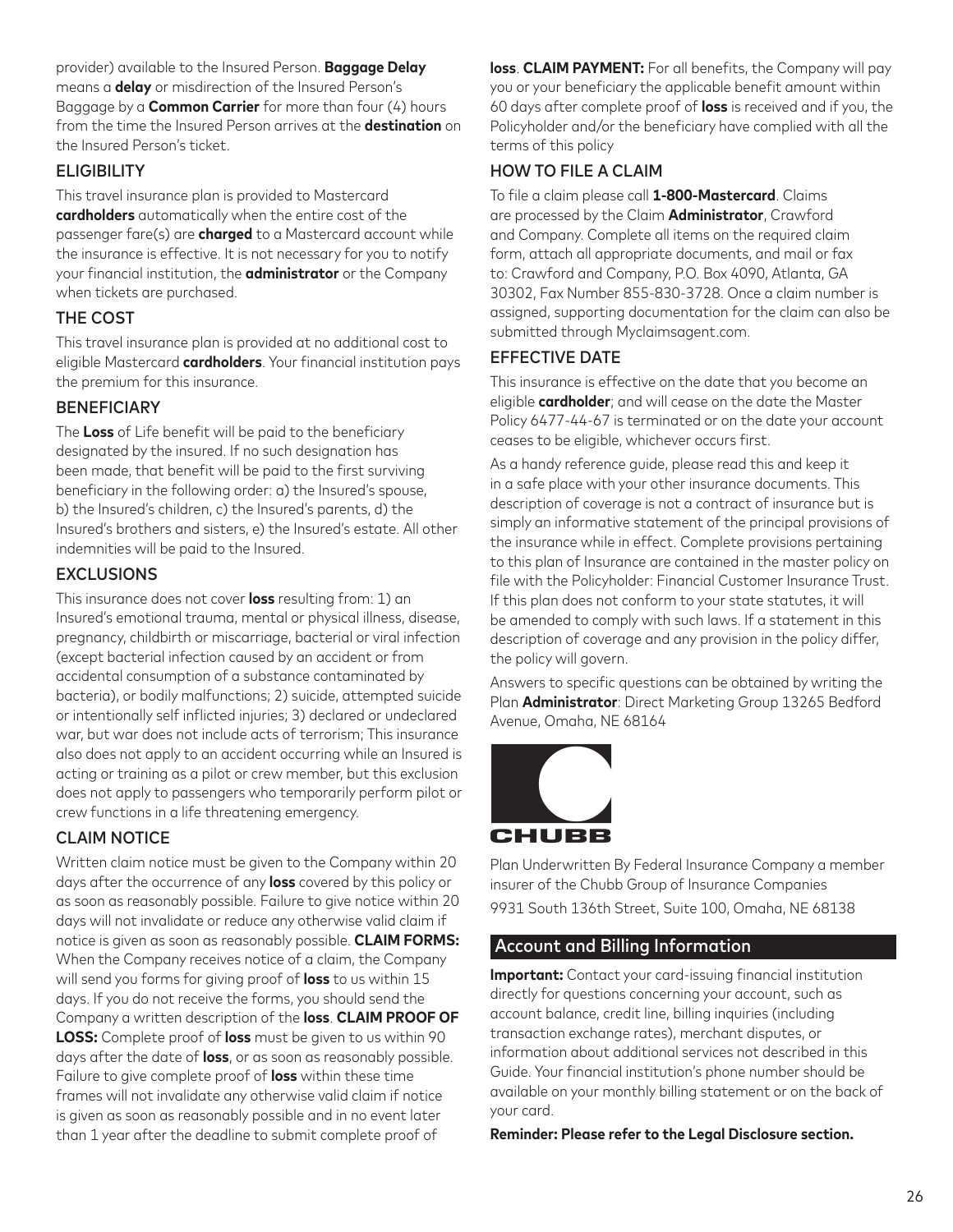provider) available to the Insured Person. **Baggage Delay** means a **delay** or misdirection of the Insured Person's Baggage by a **Common Carrier** for more than four (4) hours from the time the Insured Person arrives at the **destination** on the Insured Person's ticket.

### ELIGIBILITY

This travel insurance plan is provided to Mastercard **cardholders** automatically when the entire cost of the passenger fare(s) are **charged** to a Mastercard account while the insurance is effective. It is not necessary for you to notify your financial institution, the **administrator** or the Company when tickets are purchased.

### THE COST

This travel insurance plan is provided at no additional cost to eligible Mastercard **cardholders**. Your financial institution pays the premium for this insurance.

### BENEFICIARY

The **Loss** of Life benefit will be paid to the beneficiary designated by the insured. If no such designation has been made, that benefit will be paid to the first surviving beneficiary in the following order: a) the Insured's spouse, b) the Insured's children, c) the Insured's parents, d) the Insured's brothers and sisters, e) the Insured's estate. All other indemnities will be paid to the Insured.

### EXCLUSIONS

This insurance does not cover **loss** resulting from: 1) an Insured's emotional trauma, mental or physical illness, disease, pregnancy, childbirth or miscarriage, bacterial or viral infection (except bacterial infection caused by an accident or from accidental consumption of a substance contaminated by bacteria), or bodily malfunctions; 2) suicide, attempted suicide or intentionally self inflicted injuries; 3) declared or undeclared war, but war does not include acts of terrorism; This insurance also does not apply to an accident occurring while an Insured is acting or training as a pilot or crew member, but this exclusion does not apply to passengers who temporarily perform pilot or crew functions in a life threatening emergency.

### CLAIM NOTICE

Written claim notice must be given to the Company within 20 days after the occurrence of any **loss** covered by this policy or as soon as reasonably possible. Failure to give notice within 20 days will not invalidate or reduce any otherwise valid claim if notice is given as soon as reasonably possible. **CLAIM FORMS:** When the Company receives notice of a claim, the Company will send you forms for giving proof of **loss** to us within 15 days. If you do not receive the forms, you should send the Company a written description of the **loss**. **CLAIM PROOF OF LOSS:** Complete proof of **loss** must be given to us within 90 days after the date of **loss**, or as soon as reasonably possible. Failure to give complete proof of **loss** within these time frames will not invalidate any otherwise valid claim if notice is given as soon as reasonably possible and in no event later than 1 year after the deadline to submit complete proof of **loss**. **CLAIM PAYMENT:** For all benefits, the Company will pay you or your beneficiary the applicable benefit amount within 60 days after complete proof of **loss** is received and if you, the Policyholder and/or the beneficiary have complied with all the terms of this policy

### HOW TO FILE A CLAIM

To file a claim please call **1-800-Mastercard**. Claims are processed by the Claim **Administrator**, Crawford and Company. Complete all items on the required claim form, attach all appropriate documents, and mail or fax to: Crawford and Company, P.O. Box 4090, Atlanta, GA 30302, Fax Number 855-830-3728. Once a claim number is assigned, supporting documentation for the claim can also be submitted through Myclaimsagent.com.

### EFFECTIVE DATE

This insurance is effective on the date that you become an eligible **cardholder**; and will cease on the date the Master Policy 6477-44-67 is terminated or on the date your account ceases to be eligible, whichever occurs first.

As a handy reference guide, please read this and keep it in a safe place with your other insurance documents. This description of coverage is not a contract of insurance but is simply an informative statement of the principal provisions of the insurance while in effect. Complete provisions pertaining to this plan of Insurance are contained in the master policy on file with the Policyholder: Financial Customer Insurance Trust. If this plan does not conform to your state statutes, it will be amended to comply with such laws. If a statement in this description of coverage and any provision in the policy differ, the policy will govern.

Answers to specific questions can be obtained by writing the Plan **Administrator**: Direct Marketing Group 13265 Bedford Avenue, Omaha, NE 68164

CHUBB

Plan Underwritten By Federal Insurance Company a member insurer of the Chubb Group of Insurance Companies
9931 South 136th Street, Suite 100, Omaha, NE 68138

## Account and Billing Information

**Important:** Contact your card-issuing financial institution directly for questions concerning your account, such as account balance, credit line, billing inquiries (including transaction exchange rates), merchant disputes, or information about additional services not described in this Guide. Your financial institution's phone number should be available on your monthly billing statement or on the back of your card.

**Reminder: Please refer to the Legal Disclosure section.**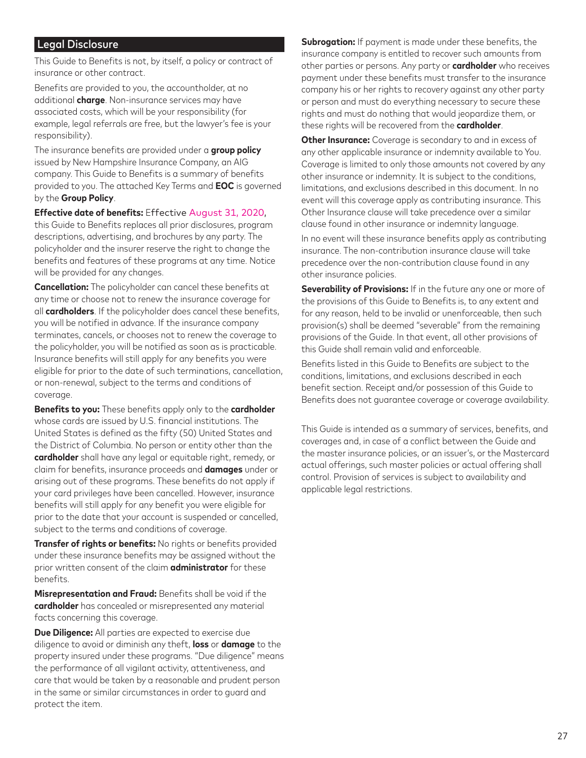## Legal Disclosure

This Guide to Benefits is not, by itself, a policy or contract of insurance or other contract.

Benefits are provided to you, the accountholder, at no additional **charge**. Non-insurance services may have associated costs, which will be your responsibility (for example, legal referrals are free, but the lawyer's fee is your responsibility).

The insurance benefits are provided under a **group policy** issued by New Hampshire Insurance Company, an AIG company. This Guide to Benefits is a summary of benefits provided to you. The attached Key Terms and **EOC** is governed by the **Group Policy**.

**Effective date of benefits:** Effective August 31, 2020, this Guide to Benefits replaces all prior disclosures, program descriptions, advertising, and brochures by any party. The policyholder and the insurer reserve the right to change the benefits and features of these programs at any time. Notice will be provided for any changes.

**Cancellation:** The policyholder can cancel these benefits at any time or choose not to renew the insurance coverage for all **cardholders**. If the policyholder does cancel these benefits, you will be notified in advance. If the insurance company terminates, cancels, or chooses not to renew the coverage to the policyholder, you will be notified as soon as is practicable. Insurance benefits will still apply for any benefits you were eligible for prior to the date of such terminations, cancellation, or non-renewal, subject to the terms and conditions of coverage.

**Benefits to you:** These benefits apply only to the **cardholder** whose cards are issued by U.S. financial institutions. The United States is defined as the fifty (50) United States and the District of Columbia. No person or entity other than the **cardholder** shall have any legal or equitable right, remedy, or claim for benefits, insurance proceeds and **damages** under or arising out of these programs. These benefits do not apply if your card privileges have been cancelled. However, insurance benefits will still apply for any benefit you were eligible for prior to the date that your account is suspended or cancelled, subject to the terms and conditions of coverage.

**Transfer of rights or benefits:** No rights or benefits provided under these insurance benefits may be assigned without the prior written consent of the claim **administrator** for these benefits.

**Misrepresentation and Fraud:** Benefits shall be void if the **cardholder** has concealed or misrepresented any material facts concerning this coverage.

**Due Diligence:** All parties are expected to exercise due diligence to avoid or diminish any theft, **loss** or **damage** to the property insured under these programs. "Due diligence" means the performance of all vigilant activity, attentiveness, and care that would be taken by a reasonable and prudent person in the same or similar circumstances in order to guard and protect the item.

**Subrogation:** If payment is made under these benefits, the insurance company is entitled to recover such amounts from other parties or persons. Any party or **cardholder** who receives payment under these benefits must transfer to the insurance company his or her rights to recovery against any other party or person and must do everything necessary to secure these rights and must do nothing that would jeopardize them, or these rights will be recovered from the **cardholder**.

**Other Insurance:** Coverage is secondary to and in excess of any other applicable insurance or indemnity available to You. Coverage is limited to only those amounts not covered by any other insurance or indemnity. It is subject to the conditions, limitations, and exclusions described in this document. In no event will this coverage apply as contributing insurance. This Other Insurance clause will take precedence over a similar clause found in other insurance or indemnity language.

In no event will these insurance benefits apply as contributing insurance. The non-contribution insurance clause will take precedence over the non-contribution clause found in any other insurance policies.

**Severability of Provisions:** If in the future any one or more of the provisions of this Guide to Benefits is, to any extent and for any reason, held to be invalid or unenforceable, then such provision(s) shall be deemed "severable" from the remaining provisions of the Guide. In that event, all other provisions of this Guide shall remain valid and enforceable.

Benefits listed in this Guide to Benefits are subject to the conditions, limitations, and exclusions described in each benefit section. Receipt and/or possession of this Guide to Benefits does not guarantee coverage or coverage availability.

This Guide is intended as a summary of services, benefits, and coverages and, in case of a conflict between the Guide and the master insurance policies, or an issuer's, or the Mastercard actual offerings, such master policies or actual offering shall control. Provision of services is subject to availability and applicable legal restrictions.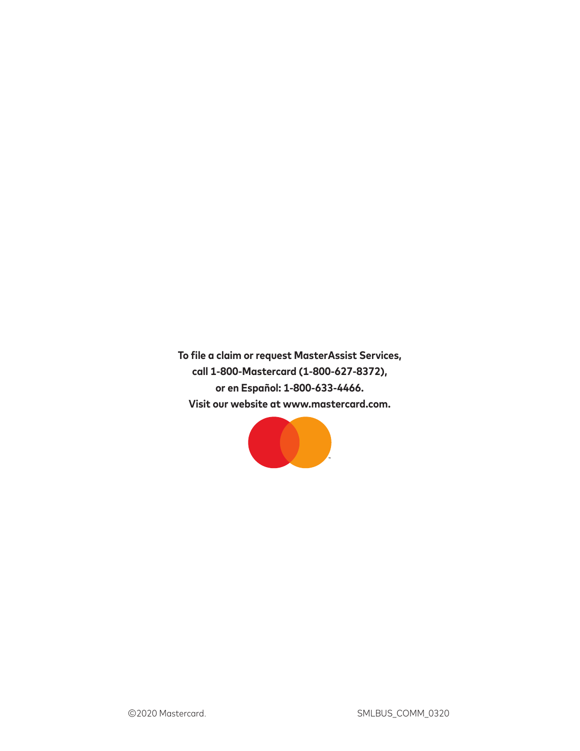**To file a claim or request MasterAssist Services, call 1-800-Mastercard (1-800-627-8372), or en Español: 1-800-633-4466. Visit our website at www.mastercard.com.**

©2020 Mastercard.

SMLBUS_COMM_0320